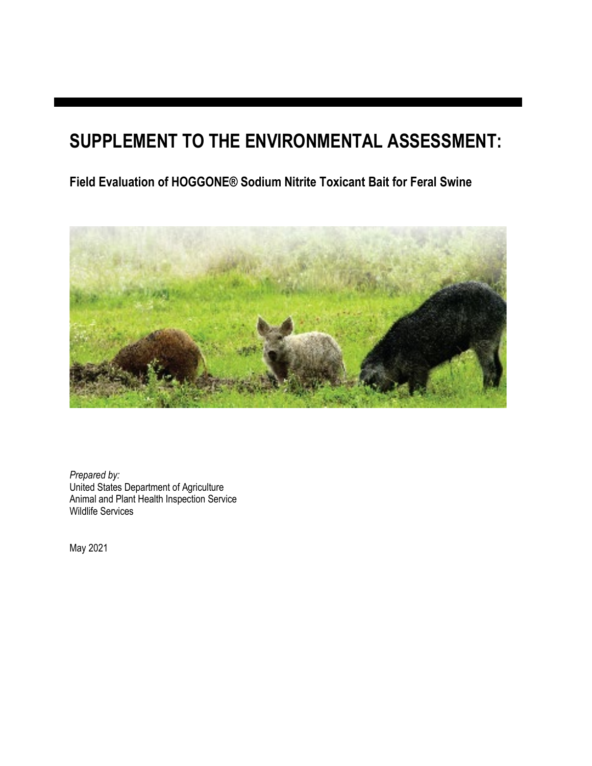# SUPPLEMENT TO THE ENVIRONMENTAL ASSESSMENT:

## Field Evaluation of HOGGONE® Sodium Nitrite Toxicant Bait for Feral Swine

*Prepared by:*
United States Department of Agriculture
Animal and Plant Health Inspection Service
Wildlife Services

May 2021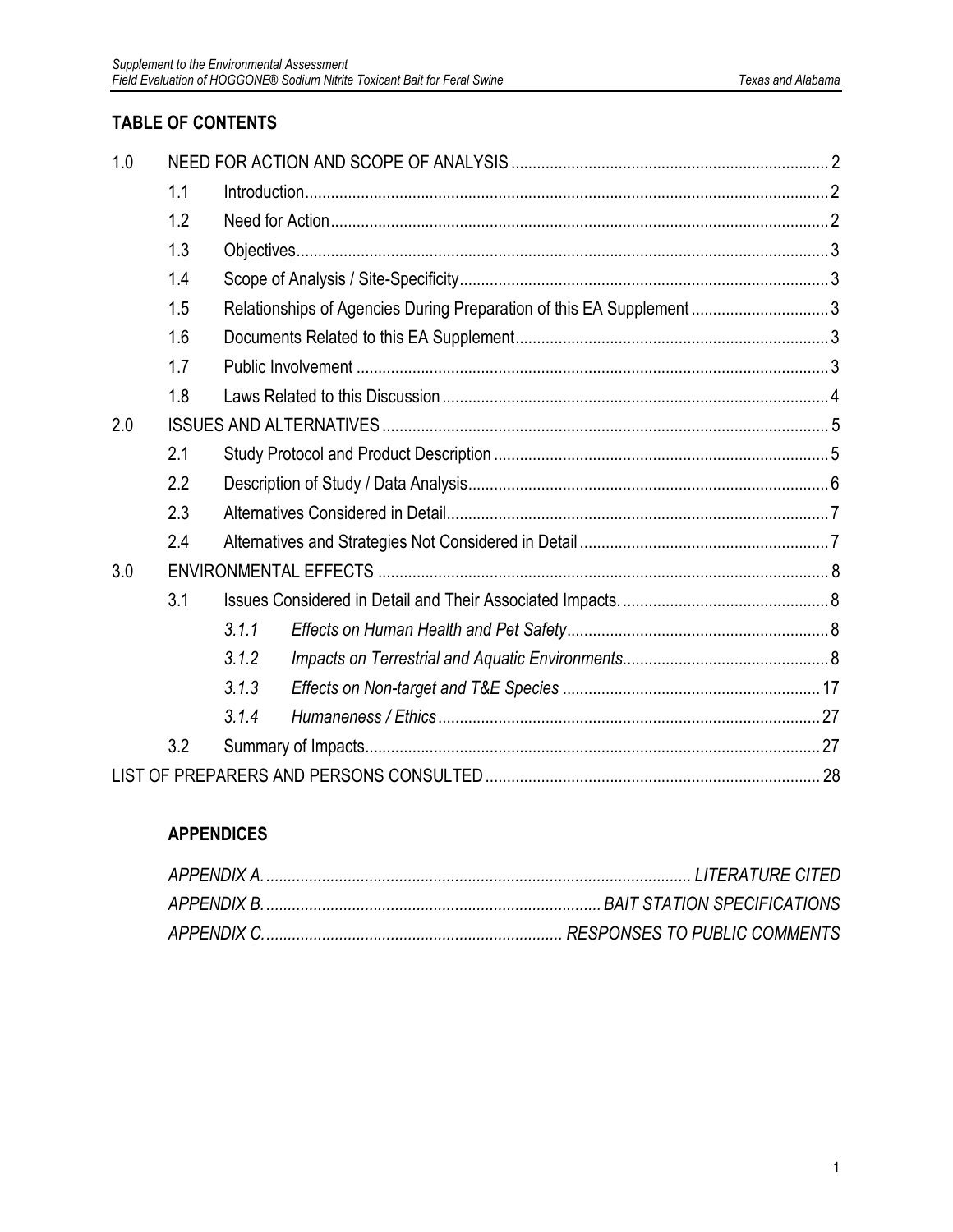## TABLE OF CONTENTS

| | | | |
|---|---|---|---|
| 1.0 | NEED FOR ACTION AND SCOPE OF ANALYSIS | | 2 |
| | 1.1 | Introduction | 2 |
| | 1.2 | Need for Action | 2 |
| | 1.3 | Objectives | 3 |
| | 1.4 | Scope of Analysis / Site-Specificity | 3 |
| | 1.5 | Relationships of Agencies During Preparation of this EA Supplement | 3 |
| | 1.6 | Documents Related to this EA Supplement | 3 |
| | 1.7 | Public Involvement | 3 |
| | 1.8 | Laws Related to this Discussion | 4 |
| 2.0 | ISSUES AND ALTERNATIVES | | 5 |
| | 2.1 | Study Protocol and Product Description | 5 |
| | 2.2 | Description of Study / Data Analysis | 6 |
| | 2.3 | Alternatives Considered in Detail | 7 |
| | 2.4 | Alternatives and Strategies Not Considered in Detail | 7 |
| 3.0 | ENVIRONMENTAL EFFECTS | | 8 |
| | 3.1 | Issues Considered in Detail and Their Associated Impacts. | 8 |
| | | *3.1.1 Effects on Human Health and Pet Safety* | 8 |
| | | *3.1.2 Impacts on Terrestrial and Aquatic Environments* | 8 |
| | | *3.1.3 Effects on Non-target and T&E Species* | 17 |
| | | *3.1.4 Humaneness / Ethics* | 27 |
| | 3.2 | Summary of Impacts | 27 |
| LIST OF PREPARERS AND PERSONS CONSULTED | | | 28 |

### APPENDICES

*APPENDIX A. .......... LITERATURE CITED*

*APPENDIX B. .......... BAIT STATION SPECIFICATIONS*

*APPENDIX C. .......... RESPONSES TO PUBLIC COMMENTS*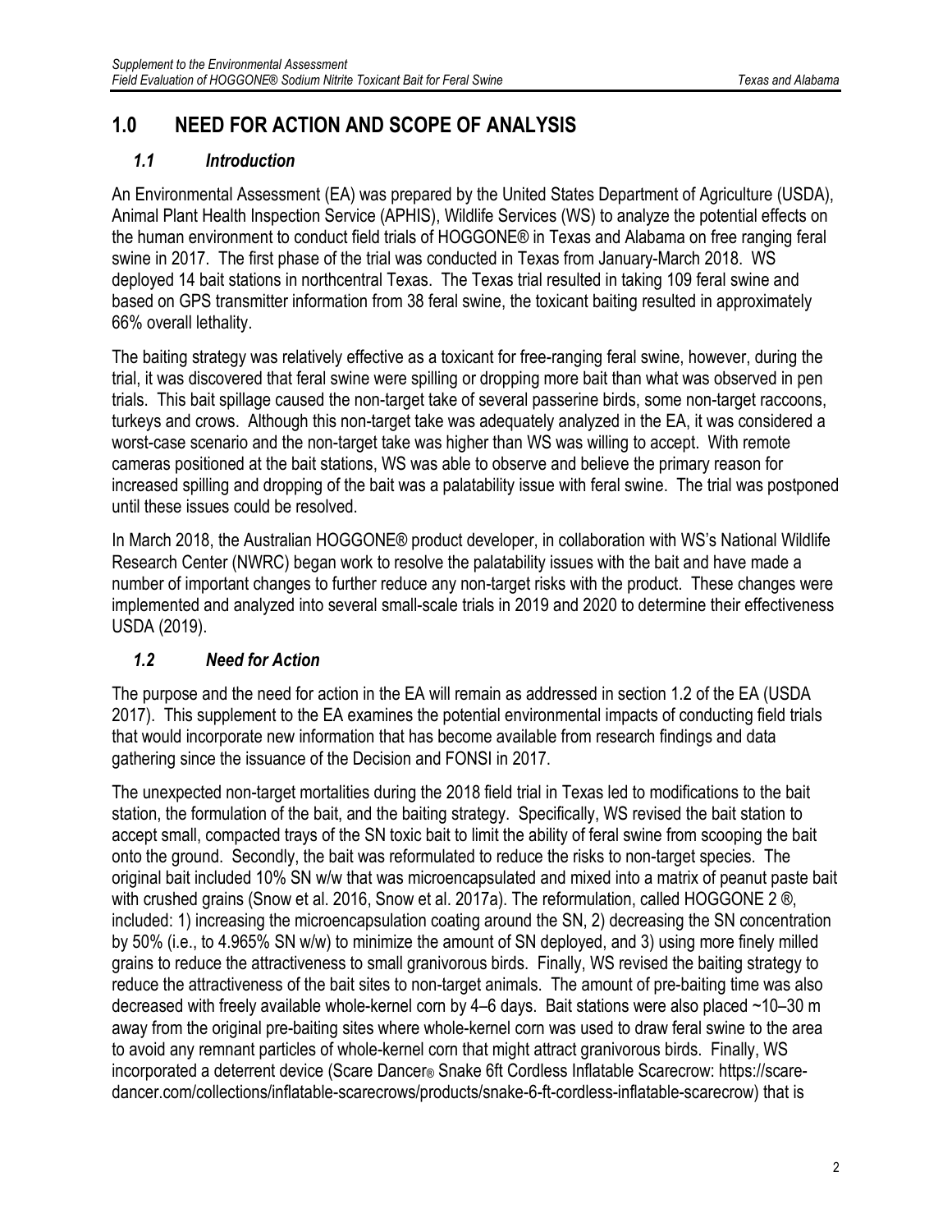# 1.0 NEED FOR ACTION AND SCOPE OF ANALYSIS

## *1.1 Introduction*

An Environmental Assessment (EA) was prepared by the United States Department of Agriculture (USDA), Animal Plant Health Inspection Service (APHIS), Wildlife Services (WS) to analyze the potential effects on the human environment to conduct field trials of HOGGONE® in Texas and Alabama on free ranging feral swine in 2017. The first phase of the trial was conducted in Texas from January-March 2018. WS deployed 14 bait stations in northcentral Texas. The Texas trial resulted in taking 109 feral swine and based on GPS transmitter information from 38 feral swine, the toxicant baiting resulted in approximately 66% overall lethality.

The baiting strategy was relatively effective as a toxicant for free-ranging feral swine, however, during the trial, it was discovered that feral swine were spilling or dropping more bait than what was observed in pen trials. This bait spillage caused the non-target take of several passerine birds, some non-target raccoons, turkeys and crows. Although this non-target take was adequately analyzed in the EA, it was considered a worst-case scenario and the non-target take was higher than WS was willing to accept. With remote cameras positioned at the bait stations, WS was able to observe and believe the primary reason for increased spilling and dropping of the bait was a palatability issue with feral swine. The trial was postponed until these issues could be resolved.

In March 2018, the Australian HOGGONE® product developer, in collaboration with WS's National Wildlife Research Center (NWRC) began work to resolve the palatability issues with the bait and have made a number of important changes to further reduce any non-target risks with the product. These changes were implemented and analyzed into several small-scale trials in 2019 and 2020 to determine their effectiveness USDA (2019).

## *1.2 Need for Action*

The purpose and the need for action in the EA will remain as addressed in section 1.2 of the EA (USDA 2017). This supplement to the EA examines the potential environmental impacts of conducting field trials that would incorporate new information that has become available from research findings and data gathering since the issuance of the Decision and FONSI in 2017.

The unexpected non-target mortalities during the 2018 field trial in Texas led to modifications to the bait station, the formulation of the bait, and the baiting strategy. Specifically, WS revised the bait station to accept small, compacted trays of the SN toxic bait to limit the ability of feral swine from scooping the bait onto the ground. Secondly, the bait was reformulated to reduce the risks to non-target species. The original bait included 10% SN w/w that was microencapsulated and mixed into a matrix of peanut paste bait with crushed grains (Snow et al. 2016, Snow et al. 2017a). The reformulation, called HOGGONE 2 ®, included: 1) increasing the microencapsulation coating around the SN, 2) decreasing the SN concentration by 50% (i.e., to 4.965% SN w/w) to minimize the amount of SN deployed, and 3) using more finely milled grains to reduce the attractiveness to small granivorous birds. Finally, WS revised the baiting strategy to reduce the attractiveness of the bait sites to non-target animals. The amount of pre-baiting time was also decreased with freely available whole-kernel corn by 4–6 days. Bait stations were also placed ~10–30 m away from the original pre-baiting sites where whole-kernel corn was used to draw feral swine to the area to avoid any remnant particles of whole-kernel corn that might attract granivorous birds. Finally, WS incorporated a deterrent device (Scare Dancer® Snake 6ft Cordless Inflatable Scarecrow: https://scare-dancer.com/collections/inflatable-scarecrows/products/snake-6-ft-cordless-inflatable-scarecrow) that is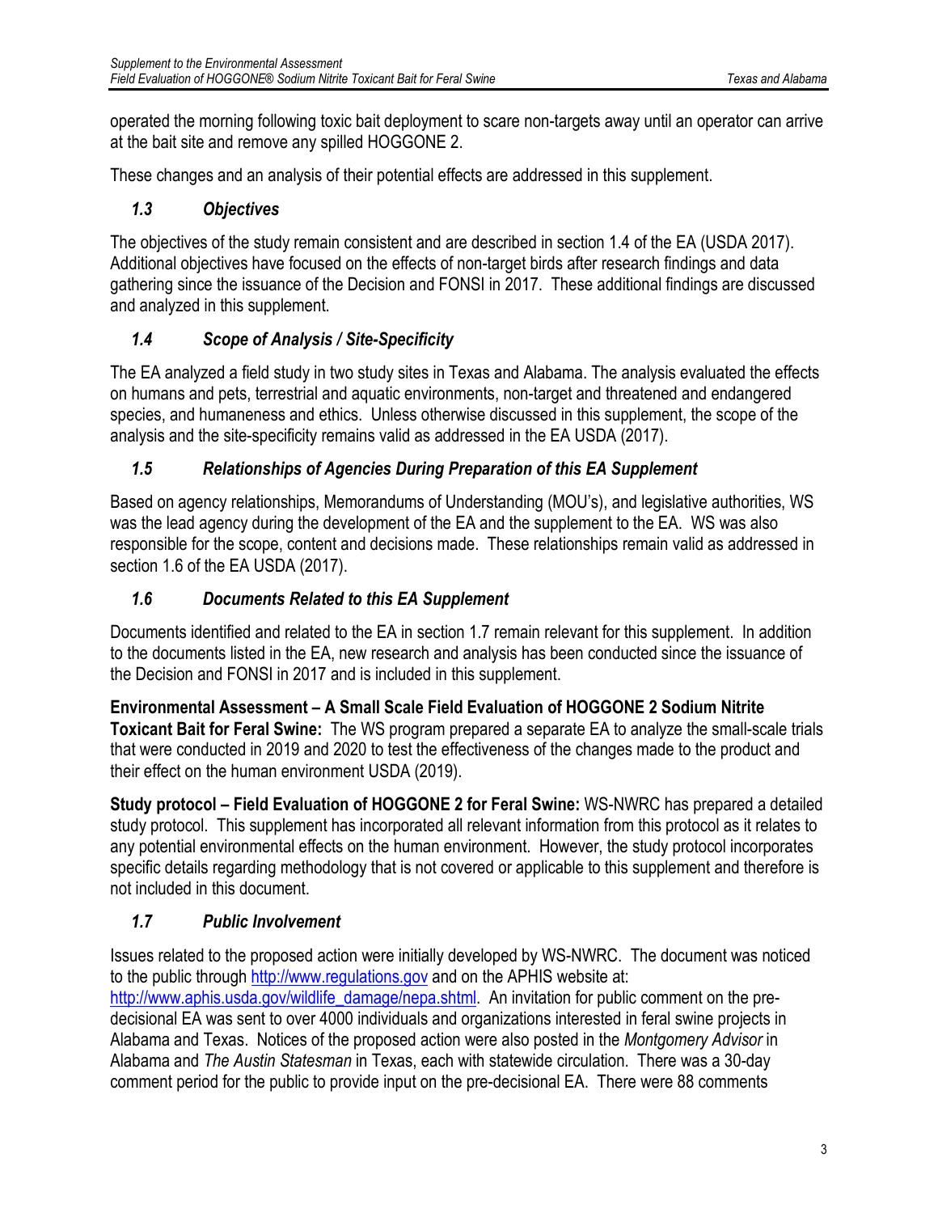operated the morning following toxic bait deployment to scare non-targets away until an operator can arrive at the bait site and remove any spilled HOGGONE 2.

These changes and an analysis of their potential effects are addressed in this supplement.

### *1.3 Objectives*

The objectives of the study remain consistent and are described in section 1.4 of the EA (USDA 2017). Additional objectives have focused on the effects of non-target birds after research findings and data gathering since the issuance of the Decision and FONSI in 2017. These additional findings are discussed and analyzed in this supplement.

### *1.4 Scope of Analysis / Site-Specificity*

The EA analyzed a field study in two study sites in Texas and Alabama. The analysis evaluated the effects on humans and pets, terrestrial and aquatic environments, non-target and threatened and endangered species, and humaneness and ethics. Unless otherwise discussed in this supplement, the scope of the analysis and the site-specificity remains valid as addressed in the EA USDA (2017).

### *1.5 Relationships of Agencies During Preparation of this EA Supplement*

Based on agency relationships, Memorandums of Understanding (MOU's), and legislative authorities, WS was the lead agency during the development of the EA and the supplement to the EA. WS was also responsible for the scope, content and decisions made. These relationships remain valid as addressed in section 1.6 of the EA USDA (2017).

### *1.6 Documents Related to this EA Supplement*

Documents identified and related to the EA in section 1.7 remain relevant for this supplement. In addition to the documents listed in the EA, new research and analysis has been conducted since the issuance of the Decision and FONSI in 2017 and is included in this supplement.

**Environmental Assessment – A Small Scale Field Evaluation of HOGGONE 2 Sodium Nitrite Toxicant Bait for Feral Swine:** The WS program prepared a separate EA to analyze the small-scale trials that were conducted in 2019 and 2020 to test the effectiveness of the changes made to the product and their effect on the human environment USDA (2019).

**Study protocol – Field Evaluation of HOGGONE 2 for Feral Swine:** WS-NWRC has prepared a detailed study protocol. This supplement has incorporated all relevant information from this protocol as it relates to any potential environmental effects on the human environment. However, the study protocol incorporates specific details regarding methodology that is not covered or applicable to this supplement and therefore is not included in this document.

### *1.7 Public Involvement*

Issues related to the proposed action were initially developed by WS-NWRC. The document was noticed to the public through http://www.regulations.gov and on the APHIS website at: http://www.aphis.usda.gov/wildlife_damage/nepa.shtml. An invitation for public comment on the pre-decisional EA was sent to over 4000 individuals and organizations interested in feral swine projects in Alabama and Texas. Notices of the proposed action were also posted in the *Montgomery Advisor* in Alabama and *The Austin Statesman* in Texas, each with statewide circulation. There was a 30-day comment period for the public to provide input on the pre-decisional EA. There were 88 comments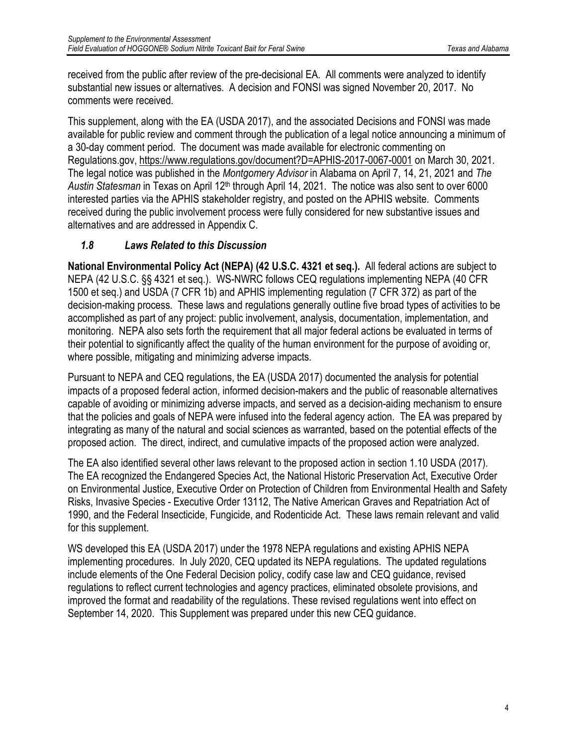received from the public after review of the pre-decisional EA. All comments were analyzed to identify substantial new issues or alternatives. A decision and FONSI was signed November 20, 2017. No comments were received.

This supplement, along with the EA (USDA 2017), and the associated Decisions and FONSI was made available for public review and comment through the publication of a legal notice announcing a minimum of a 30-day comment period. The document was made available for electronic commenting on Regulations.gov, https://www.regulations.gov/document?D=APHIS-2017-0067-0001 on March 30, 2021. The legal notice was published in the *Montgomery Advisor* in Alabama on April 7, 14, 21, 2021 and *The Austin Statesman* in Texas on April 12th through April 14, 2021. The notice was also sent to over 6000 interested parties via the APHIS stakeholder registry, and posted on the APHIS website. Comments received during the public involvement process were fully considered for new substantive issues and alternatives and are addressed in Appendix C.

## *1.8 Laws Related to this Discussion*

**National Environmental Policy Act (NEPA) (42 U.S.C. 4321 et seq.).** All federal actions are subject to NEPA (42 U.S.C. §§ 4321 et seq.). WS-NWRC follows CEQ regulations implementing NEPA (40 CFR 1500 et seq.) and USDA (7 CFR 1b) and APHIS implementing regulation (7 CFR 372) as part of the decision-making process. These laws and regulations generally outline five broad types of activities to be accomplished as part of any project: public involvement, analysis, documentation, implementation, and monitoring. NEPA also sets forth the requirement that all major federal actions be evaluated in terms of their potential to significantly affect the quality of the human environment for the purpose of avoiding or, where possible, mitigating and minimizing adverse impacts.

Pursuant to NEPA and CEQ regulations, the EA (USDA 2017) documented the analysis for potential impacts of a proposed federal action, informed decision-makers and the public of reasonable alternatives capable of avoiding or minimizing adverse impacts, and served as a decision-aiding mechanism to ensure that the policies and goals of NEPA were infused into the federal agency action. The EA was prepared by integrating as many of the natural and social sciences as warranted, based on the potential effects of the proposed action. The direct, indirect, and cumulative impacts of the proposed action were analyzed.

The EA also identified several other laws relevant to the proposed action in section 1.10 USDA (2017). The EA recognized the Endangered Species Act, the National Historic Preservation Act, Executive Order on Environmental Justice, Executive Order on Protection of Children from Environmental Health and Safety Risks, Invasive Species - Executive Order 13112, The Native American Graves and Repatriation Act of 1990, and the Federal Insecticide, Fungicide, and Rodenticide Act. These laws remain relevant and valid for this supplement.

WS developed this EA (USDA 2017) under the 1978 NEPA regulations and existing APHIS NEPA implementing procedures. In July 2020, CEQ updated its NEPA regulations. The updated regulations include elements of the One Federal Decision policy, codify case law and CEQ guidance, revised regulations to reflect current technologies and agency practices, eliminated obsolete provisions, and improved the format and readability of the regulations. These revised regulations went into effect on September 14, 2020. This Supplement was prepared under this new CEQ guidance.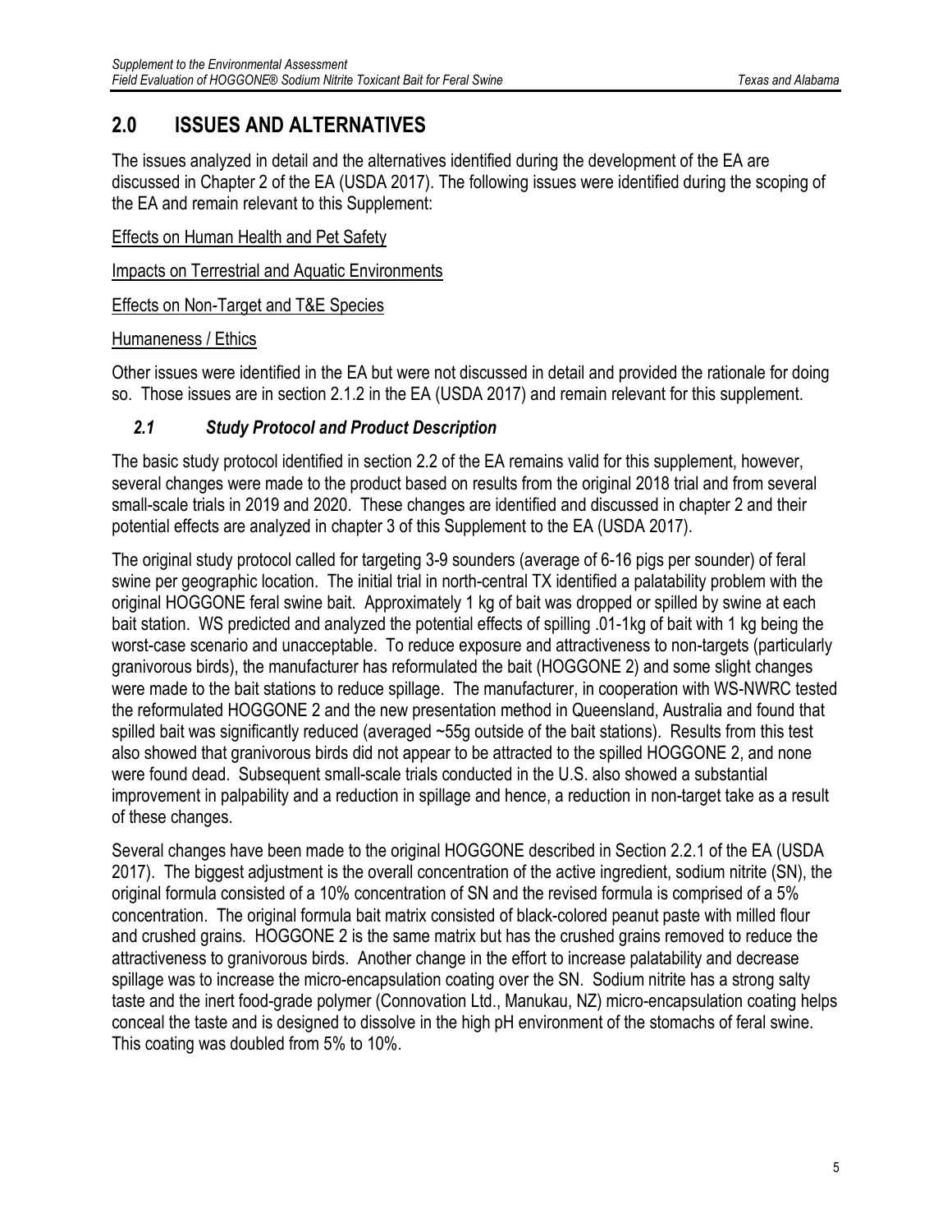## 2.0 ISSUES AND ALTERNATIVES

The issues analyzed in detail and the alternatives identified during the development of the EA are discussed in Chapter 2 of the EA (USDA 2017). The following issues were identified during the scoping of the EA and remain relevant to this Supplement:

Effects on Human Health and Pet Safety

Impacts on Terrestrial and Aquatic Environments

Effects on Non-Target and T&E Species

Humaneness / Ethics

Other issues were identified in the EA but were not discussed in detail and provided the rationale for doing so. Those issues are in section 2.1.2 in the EA (USDA 2017) and remain relevant for this supplement.

### *2.1 Study Protocol and Product Description*

The basic study protocol identified in section 2.2 of the EA remains valid for this supplement, however, several changes were made to the product based on results from the original 2018 trial and from several small-scale trials in 2019 and 2020. These changes are identified and discussed in chapter 2 and their potential effects are analyzed in chapter 3 of this Supplement to the EA (USDA 2017).

The original study protocol called for targeting 3-9 sounders (average of 6-16 pigs per sounder) of feral swine per geographic location. The initial trial in north-central TX identified a palatability problem with the original HOGGONE feral swine bait. Approximately 1 kg of bait was dropped or spilled by swine at each bait station. WS predicted and analyzed the potential effects of spilling .01-1kg of bait with 1 kg being the worst-case scenario and unacceptable. To reduce exposure and attractiveness to non-targets (particularly granivorous birds), the manufacturer has reformulated the bait (HOGGONE 2) and some slight changes were made to the bait stations to reduce spillage. The manufacturer, in cooperation with WS-NWRC tested the reformulated HOGGONE 2 and the new presentation method in Queensland, Australia and found that spilled bait was significantly reduced (averaged ~55g outside of the bait stations). Results from this test also showed that granivorous birds did not appear to be attracted to the spilled HOGGONE 2, and none were found dead. Subsequent small-scale trials conducted in the U.S. also showed a substantial improvement in palpability and a reduction in spillage and hence, a reduction in non-target take as a result of these changes.

Several changes have been made to the original HOGGONE described in Section 2.2.1 of the EA (USDA 2017). The biggest adjustment is the overall concentration of the active ingredient, sodium nitrite (SN), the original formula consisted of a 10% concentration of SN and the revised formula is comprised of a 5% concentration. The original formula bait matrix consisted of black-colored peanut paste with milled flour and crushed grains. HOGGONE 2 is the same matrix but has the crushed grains removed to reduce the attractiveness to granivorous birds. Another change in the effort to increase palatability and decrease spillage was to increase the micro-encapsulation coating over the SN. Sodium nitrite has a strong salty taste and the inert food-grade polymer (Connovation Ltd., Manukau, NZ) micro-encapsulation coating helps conceal the taste and is designed to dissolve in the high pH environment of the stomachs of feral swine. This coating was doubled from 5% to 10%.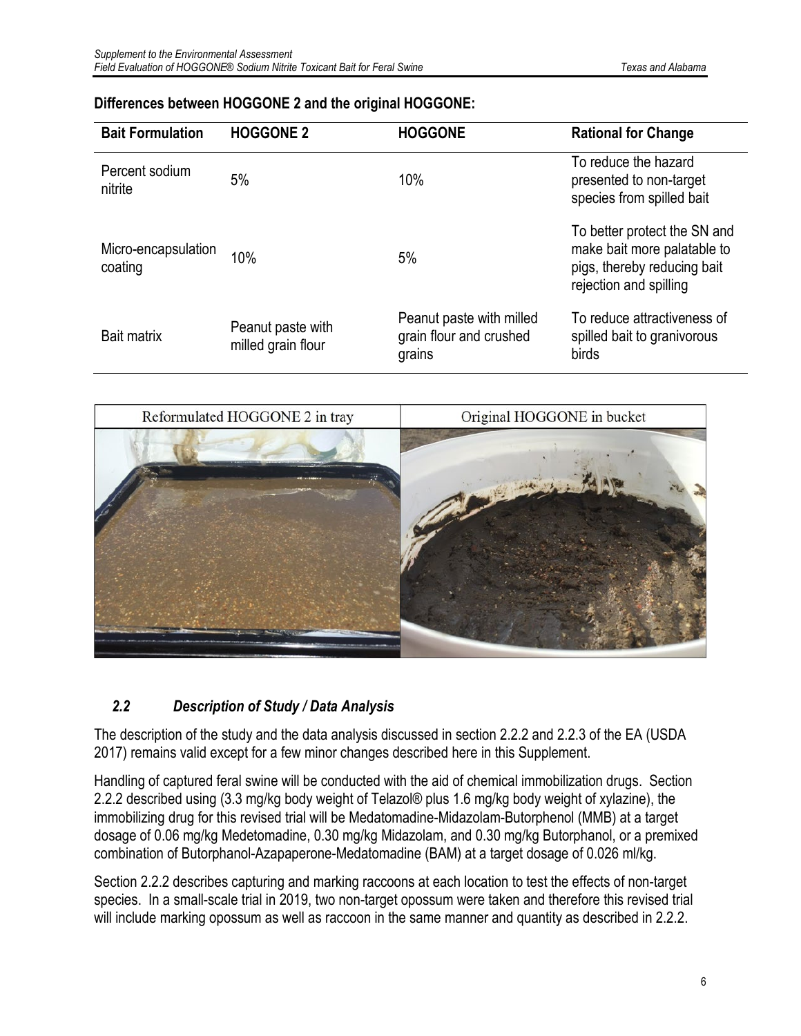**Differences between HOGGONE 2 and the original HOGGONE:**

| Bait Formulation | HOGGONE 2 | HOGGONE | Rational for Change |
|---|---|---|---|
| Percent sodium nitrite | 5% | 10% | To reduce the hazard presented to non-target species from spilled bait |
| Micro-encapsulation coating | 10% | 5% | To better protect the SN and make bait more palatable to pigs, thereby reducing bait rejection and spilling |
| Bait matrix | Peanut paste with milled grain flour | Peanut paste with milled grain flour and crushed grains | To reduce attractiveness of spilled bait to granivorous birds |

Reformulated HOGGONE 2 in tray | Original HOGGONE in bucket

### *2.2 Description of Study / Data Analysis*

The description of the study and the data analysis discussed in section 2.2.2 and 2.2.3 of the EA (USDA 2017) remains valid except for a few minor changes described here in this Supplement.

Handling of captured feral swine will be conducted with the aid of chemical immobilization drugs. Section 2.2.2 described using (3.3 mg/kg body weight of Telazol® plus 1.6 mg/kg body weight of xylazine), the immobilizing drug for this revised trial will be Medatomadine-Midazolam-Butorphenol (MMB) at a target dosage of 0.06 mg/kg Medetomadine, 0.30 mg/kg Midazolam, and 0.30 mg/kg Butorphanol, or a premixed combination of Butorphanol-Azapaperone-Medatomadine (BAM) at a target dosage of 0.026 ml/kg.

Section 2.2.2 describes capturing and marking raccoons at each location to test the effects of non-target species. In a small-scale trial in 2019, two non-target opossum were taken and therefore this revised trial will include marking opossum as well as raccoon in the same manner and quantity as described in 2.2.2.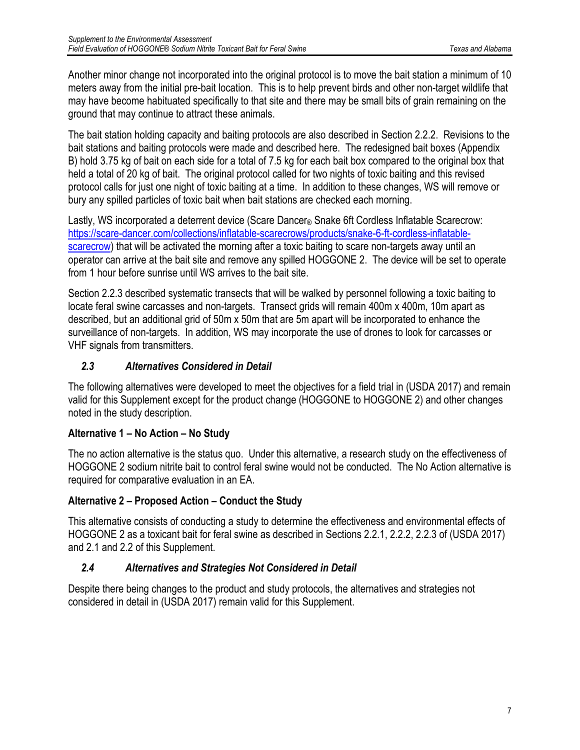Another minor change not incorporated into the original protocol is to move the bait station a minimum of 10 meters away from the initial pre-bait location. This is to help prevent birds and other non-target wildlife that may have become habituated specifically to that site and there may be small bits of grain remaining on the ground that may continue to attract these animals.

The bait station holding capacity and baiting protocols are also described in Section 2.2.2. Revisions to the bait stations and baiting protocols were made and described here. The redesigned bait boxes (Appendix B) hold 3.75 kg of bait on each side for a total of 7.5 kg for each bait box compared to the original box that held a total of 20 kg of bait. The original protocol called for two nights of toxic baiting and this revised protocol calls for just one night of toxic baiting at a time. In addition to these changes, WS will remove or bury any spilled particles of toxic bait when bait stations are checked each morning.

Lastly, WS incorporated a deterrent device (Scare Dancer® Snake 6ft Cordless Inflatable Scarecrow: https://scare-dancer.com/collections/inflatable-scarecrows/products/snake-6-ft-cordless-inflatable-scarecrow) that will be activated the morning after a toxic baiting to scare non-targets away until an operator can arrive at the bait site and remove any spilled HOGGONE 2. The device will be set to operate from 1 hour before sunrise until WS arrives to the bait site.

Section 2.2.3 described systematic transects that will be walked by personnel following a toxic baiting to locate feral swine carcasses and non-targets. Transect grids will remain 400m x 400m, 10m apart as described, but an additional grid of 50m x 50m that are 5m apart will be incorporated to enhance the surveillance of non-targets. In addition, WS may incorporate the use of drones to look for carcasses or VHF signals from transmitters.

### *2.3 Alternatives Considered in Detail*

The following alternatives were developed to meet the objectives for a field trial in (USDA 2017) and remain valid for this Supplement except for the product change (HOGGONE to HOGGONE 2) and other changes noted in the study description.

**Alternative 1 – No Action – No Study**

The no action alternative is the status quo. Under this alternative, a research study on the effectiveness of HOGGONE 2 sodium nitrite bait to control feral swine would not be conducted. The No Action alternative is required for comparative evaluation in an EA.

**Alternative 2 – Proposed Action – Conduct the Study**

This alternative consists of conducting a study to determine the effectiveness and environmental effects of HOGGONE 2 as a toxicant bait for feral swine as described in Sections 2.2.1, 2.2.2, 2.2.3 of (USDA 2017) and 2.1 and 2.2 of this Supplement.

### *2.4 Alternatives and Strategies Not Considered in Detail*

Despite there being changes to the product and study protocols, the alternatives and strategies not considered in detail in (USDA 2017) remain valid for this Supplement.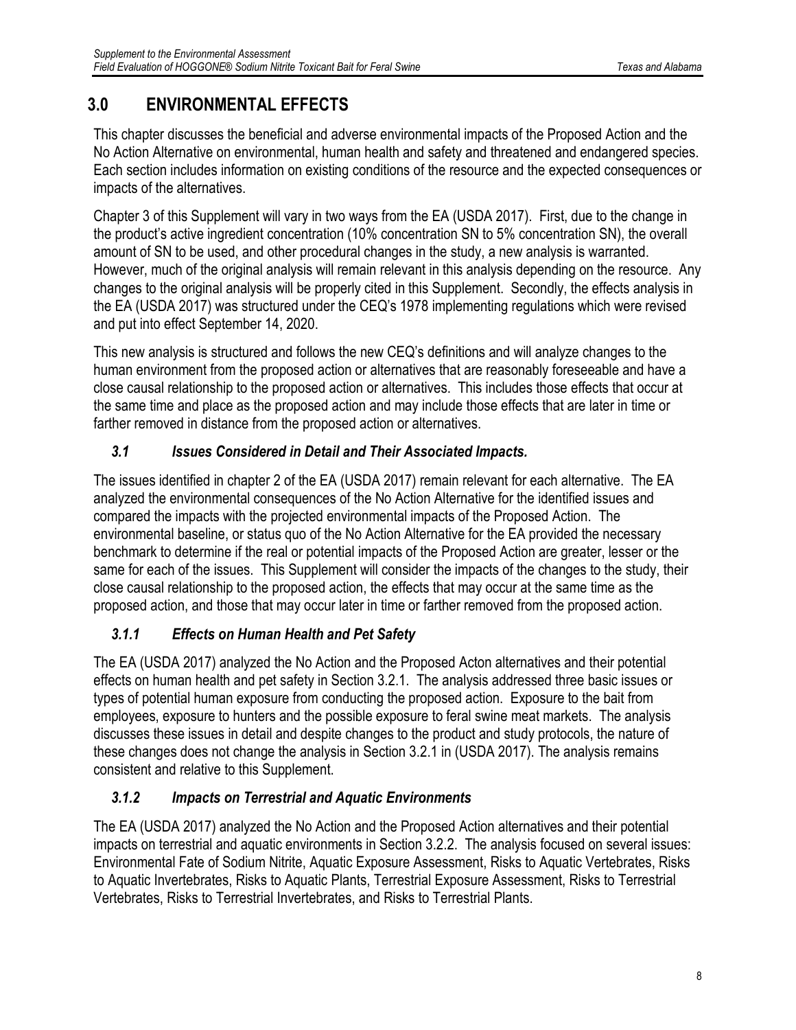# 3.0 ENVIRONMENTAL EFFECTS

This chapter discusses the beneficial and adverse environmental impacts of the Proposed Action and the No Action Alternative on environmental, human health and safety and threatened and endangered species. Each section includes information on existing conditions of the resource and the expected consequences or impacts of the alternatives.

Chapter 3 of this Supplement will vary in two ways from the EA (USDA 2017). First, due to the change in the product's active ingredient concentration (10% concentration SN to 5% concentration SN), the overall amount of SN to be used, and other procedural changes in the study, a new analysis is warranted. However, much of the original analysis will remain relevant in this analysis depending on the resource. Any changes to the original analysis will be properly cited in this Supplement. Secondly, the effects analysis in the EA (USDA 2017) was structured under the CEQ's 1978 implementing regulations which were revised and put into effect September 14, 2020.

This new analysis is structured and follows the new CEQ's definitions and will analyze changes to the human environment from the proposed action or alternatives that are reasonably foreseeable and have a close causal relationship to the proposed action or alternatives. This includes those effects that occur at the same time and place as the proposed action and may include those effects that are later in time or farther removed in distance from the proposed action or alternatives.

## *3.1 Issues Considered in Detail and Their Associated Impacts.*

The issues identified in chapter 2 of the EA (USDA 2017) remain relevant for each alternative. The EA analyzed the environmental consequences of the No Action Alternative for the identified issues and compared the impacts with the projected environmental impacts of the Proposed Action. The environmental baseline, or status quo of the No Action Alternative for the EA provided the necessary benchmark to determine if the real or potential impacts of the Proposed Action are greater, lesser or the same for each of the issues. This Supplement will consider the impacts of the changes to the study, their close causal relationship to the proposed action, the effects that may occur at the same time as the proposed action, and those that may occur later in time or farther removed from the proposed action.

### *3.1.1 Effects on Human Health and Pet Safety*

The EA (USDA 2017) analyzed the No Action and the Proposed Acton alternatives and their potential effects on human health and pet safety in Section 3.2.1. The analysis addressed three basic issues or types of potential human exposure from conducting the proposed action. Exposure to the bait from employees, exposure to hunters and the possible exposure to feral swine meat markets. The analysis discusses these issues in detail and despite changes to the product and study protocols, the nature of these changes does not change the analysis in Section 3.2.1 in (USDA 2017). The analysis remains consistent and relative to this Supplement.

### *3.1.2 Impacts on Terrestrial and Aquatic Environments*

The EA (USDA 2017) analyzed the No Action and the Proposed Action alternatives and their potential impacts on terrestrial and aquatic environments in Section 3.2.2. The analysis focused on several issues: Environmental Fate of Sodium Nitrite, Aquatic Exposure Assessment, Risks to Aquatic Vertebrates, Risks to Aquatic Invertebrates, Risks to Aquatic Plants, Terrestrial Exposure Assessment, Risks to Terrestrial Vertebrates, Risks to Terrestrial Invertebrates, and Risks to Terrestrial Plants.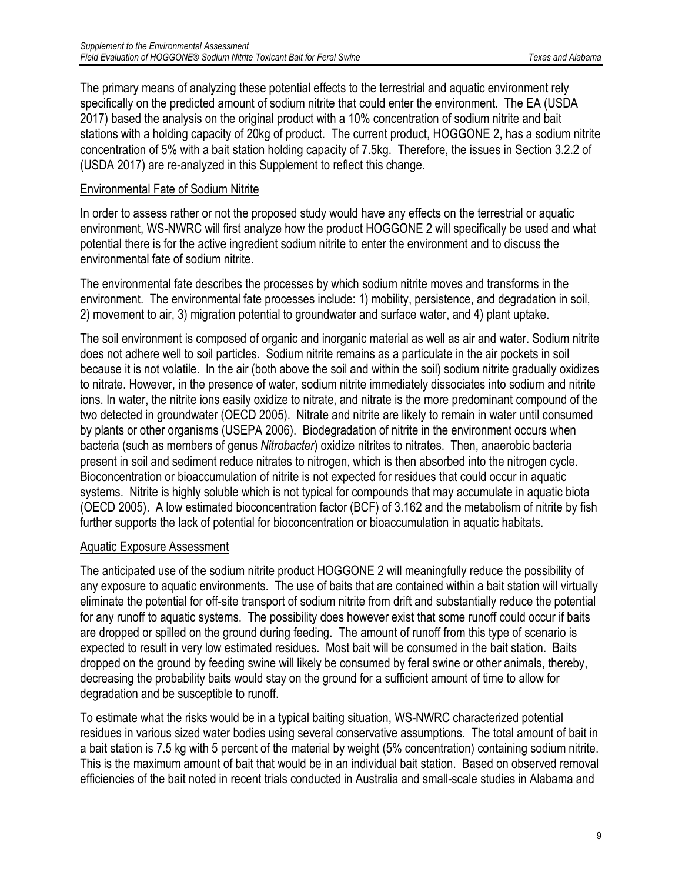The primary means of analyzing these potential effects to the terrestrial and aquatic environment rely specifically on the predicted amount of sodium nitrite that could enter the environment. The EA (USDA 2017) based the analysis on the original product with a 10% concentration of sodium nitrite and bait stations with a holding capacity of 20kg of product. The current product, HOGGONE 2, has a sodium nitrite concentration of 5% with a bait station holding capacity of 7.5kg. Therefore, the issues in Section 3.2.2 of (USDA 2017) are re-analyzed in this Supplement to reflect this change.

Environmental Fate of Sodium Nitrite

In order to assess rather or not the proposed study would have any effects on the terrestrial or aquatic environment, WS-NWRC will first analyze how the product HOGGONE 2 will specifically be used and what potential there is for the active ingredient sodium nitrite to enter the environment and to discuss the environmental fate of sodium nitrite.

The environmental fate describes the processes by which sodium nitrite moves and transforms in the environment. The environmental fate processes include: 1) mobility, persistence, and degradation in soil, 2) movement to air, 3) migration potential to groundwater and surface water, and 4) plant uptake.

The soil environment is composed of organic and inorganic material as well as air and water. Sodium nitrite does not adhere well to soil particles. Sodium nitrite remains as a particulate in the air pockets in soil because it is not volatile. In the air (both above the soil and within the soil) sodium nitrite gradually oxidizes to nitrate. However, in the presence of water, sodium nitrite immediately dissociates into sodium and nitrite ions. In water, the nitrite ions easily oxidize to nitrate, and nitrate is the more predominant compound of the two detected in groundwater (OECD 2005). Nitrate and nitrite are likely to remain in water until consumed by plants or other organisms (USEPA 2006). Biodegradation of nitrite in the environment occurs when bacteria (such as members of genus *Nitrobacter*) oxidize nitrites to nitrates. Then, anaerobic bacteria present in soil and sediment reduce nitrates to nitrogen, which is then absorbed into the nitrogen cycle. Bioconcentration or bioaccumulation of nitrite is not expected for residues that could occur in aquatic systems. Nitrite is highly soluble which is not typical for compounds that may accumulate in aquatic biota (OECD 2005). A low estimated bioconcentration factor (BCF) of 3.162 and the metabolism of nitrite by fish further supports the lack of potential for bioconcentration or bioaccumulation in aquatic habitats.

Aquatic Exposure Assessment

The anticipated use of the sodium nitrite product HOGGONE 2 will meaningfully reduce the possibility of any exposure to aquatic environments. The use of baits that are contained within a bait station will virtually eliminate the potential for off-site transport of sodium nitrite from drift and substantially reduce the potential for any runoff to aquatic systems. The possibility does however exist that some runoff could occur if baits are dropped or spilled on the ground during feeding. The amount of runoff from this type of scenario is expected to result in very low estimated residues. Most bait will be consumed in the bait station. Baits dropped on the ground by feeding swine will likely be consumed by feral swine or other animals, thereby, decreasing the probability baits would stay on the ground for a sufficient amount of time to allow for degradation and be susceptible to runoff.

To estimate what the risks would be in a typical baiting situation, WS-NWRC characterized potential residues in various sized water bodies using several conservative assumptions. The total amount of bait in a bait station is 7.5 kg with 5 percent of the material by weight (5% concentration) containing sodium nitrite. This is the maximum amount of bait that would be in an individual bait station. Based on observed removal efficiencies of the bait noted in recent trials conducted in Australia and small-scale studies in Alabama and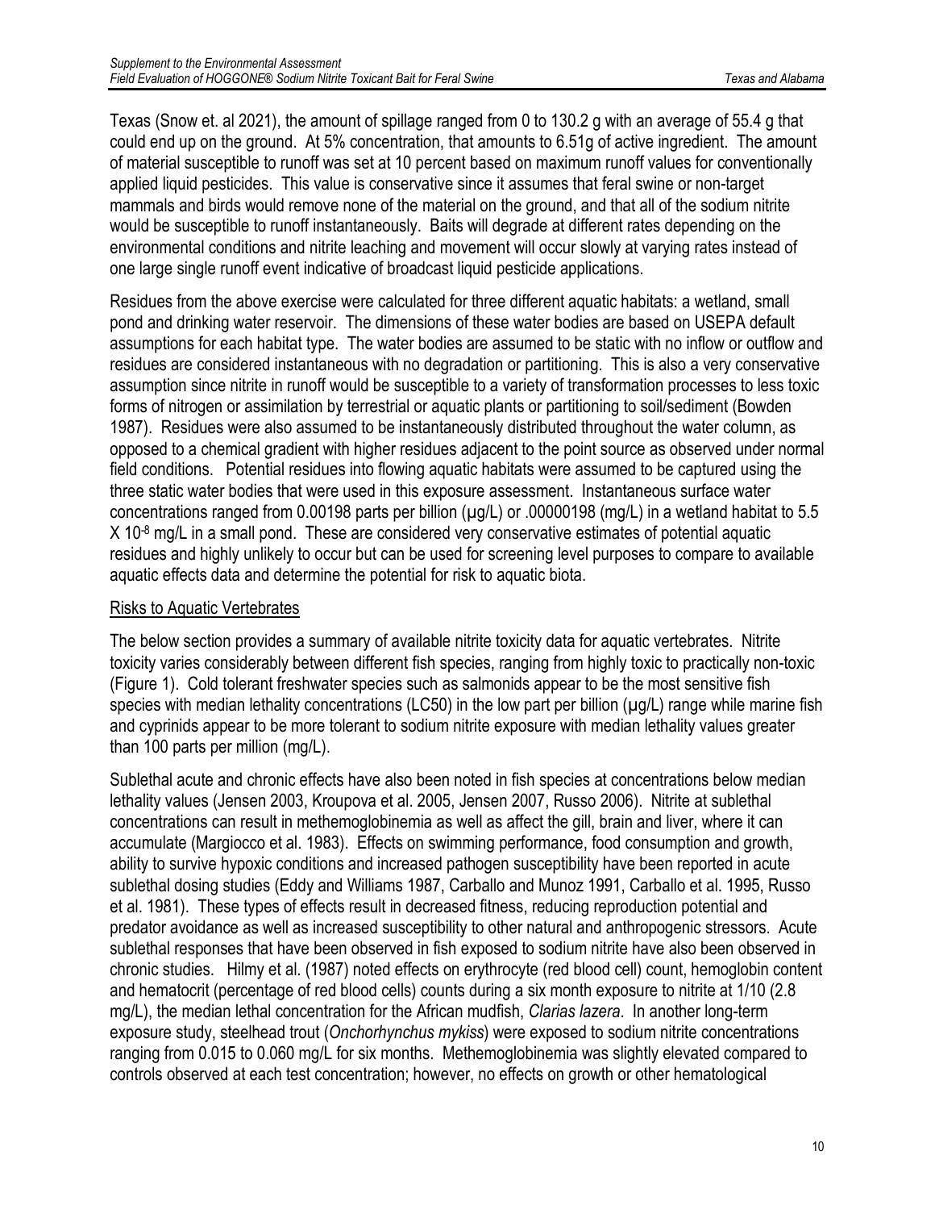Texas (Snow et. al 2021), the amount of spillage ranged from 0 to 130.2 g with an average of 55.4 g that could end up on the ground. At 5% concentration, that amounts to 6.51g of active ingredient. The amount of material susceptible to runoff was set at 10 percent based on maximum runoff values for conventionally applied liquid pesticides. This value is conservative since it assumes that feral swine or non-target mammals and birds would remove none of the material on the ground, and that all of the sodium nitrite would be susceptible to runoff instantaneously. Baits will degrade at different rates depending on the environmental conditions and nitrite leaching and movement will occur slowly at varying rates instead of one large single runoff event indicative of broadcast liquid pesticide applications.

Residues from the above exercise were calculated for three different aquatic habitats: a wetland, small pond and drinking water reservoir. The dimensions of these water bodies are based on USEPA default assumptions for each habitat type. The water bodies are assumed to be static with no inflow or outflow and residues are considered instantaneous with no degradation or partitioning. This is also a very conservative assumption since nitrite in runoff would be susceptible to a variety of transformation processes to less toxic forms of nitrogen or assimilation by terrestrial or aquatic plants or partitioning to soil/sediment (Bowden 1987). Residues were also assumed to be instantaneously distributed throughout the water column, as opposed to a chemical gradient with higher residues adjacent to the point source as observed under normal field conditions. Potential residues into flowing aquatic habitats were assumed to be captured using the three static water bodies that were used in this exposure assessment. Instantaneous surface water concentrations ranged from 0.00198 parts per billion (µg/L) or .00000198 (mg/L) in a wetland habitat to 5.5 X $10^{-8}$ mg/L in a small pond. These are considered very conservative estimates of potential aquatic residues and highly unlikely to occur but can be used for screening level purposes to compare to available aquatic effects data and determine the potential for risk to aquatic biota.

## Risks to Aquatic Vertebrates

The below section provides a summary of available nitrite toxicity data for aquatic vertebrates. Nitrite toxicity varies considerably between different fish species, ranging from highly toxic to practically non-toxic (Figure 1). Cold tolerant freshwater species such as salmonids appear to be the most sensitive fish species with median lethality concentrations (LC50) in the low part per billion (µg/L) range while marine fish and cyprinids appear to be more tolerant to sodium nitrite exposure with median lethality values greater than 100 parts per million (mg/L).

Sublethal acute and chronic effects have also been noted in fish species at concentrations below median lethality values (Jensen 2003, Kroupova et al. 2005, Jensen 2007, Russo 2006). Nitrite at sublethal concentrations can result in methemoglobinemia as well as affect the gill, brain and liver, where it can accumulate (Margiocco et al. 1983). Effects on swimming performance, food consumption and growth, ability to survive hypoxic conditions and increased pathogen susceptibility have been reported in acute sublethal dosing studies (Eddy and Williams 1987, Carballo and Munoz 1991, Carballo et al. 1995, Russo et al. 1981). These types of effects result in decreased fitness, reducing reproduction potential and predator avoidance as well as increased susceptibility to other natural and anthropogenic stressors. Acute sublethal responses that have been observed in fish exposed to sodium nitrite have also been observed in chronic studies. Hilmy et al. (1987) noted effects on erythrocyte (red blood cell) count, hemoglobin content and hematocrit (percentage of red blood cells) counts during a six month exposure to nitrite at 1/10 (2.8 mg/L), the median lethal concentration for the African mudfish, *Clarias lazera*. In another long-term exposure study, steelhead trout (*Onchorhynchus mykiss*) were exposed to sodium nitrite concentrations ranging from 0.015 to 0.060 mg/L for six months. Methemoglobinemia was slightly elevated compared to controls observed at each test concentration; however, no effects on growth or other hematological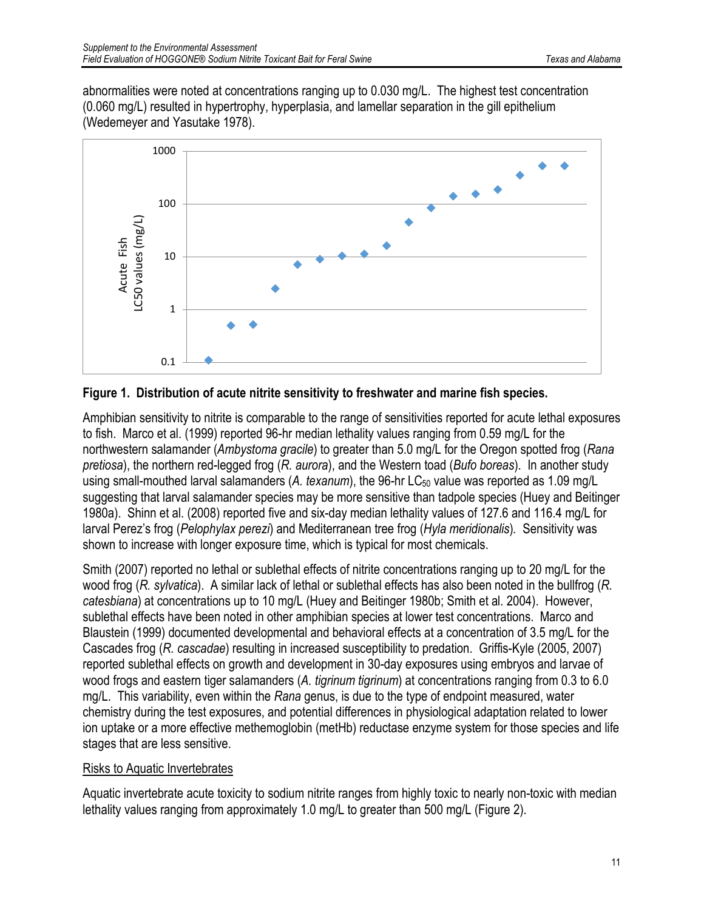abnormalities were noted at concentrations ranging up to 0.030 mg/L. The highest test concentration (0.060 mg/L) resulted in hypertrophy, hyperplasia, and lamellar separation in the gill epithelium (Wedemeyer and Yasutake 1978).

**Figure 1. Distribution of acute nitrite sensitivity to freshwater and marine fish species.**

Amphibian sensitivity to nitrite is comparable to the range of sensitivities reported for acute lethal exposures to fish. Marco et al. (1999) reported 96-hr median lethality values ranging from 0.59 mg/L for the northwestern salamander (*Ambystoma gracile*) to greater than 5.0 mg/L for the Oregon spotted frog (*Rana pretiosa*), the northern red-legged frog (*R. aurora*), and the Western toad (*Bufo boreas*). In another study using small-mouthed larval salamanders (*A. texanum*), the 96-hr $LC_{50}$ value was reported as 1.09 mg/L suggesting that larval salamander species may be more sensitive than tadpole species (Huey and Beitinger 1980a). Shinn et al. (2008) reported five and six-day median lethality values of 127.6 and 116.4 mg/L for larval Perez's frog (*Pelophylax perezi*) and Mediterranean tree frog (*Hyla meridionalis*). Sensitivity was shown to increase with longer exposure time, which is typical for most chemicals.

Smith (2007) reported no lethal or sublethal effects of nitrite concentrations ranging up to 20 mg/L for the wood frog (*R. sylvatica*). A similar lack of lethal or sublethal effects has also been noted in the bullfrog (*R. catesbiana*) at concentrations up to 10 mg/L (Huey and Beitinger 1980b; Smith et al. 2004). However, sublethal effects have been noted in other amphibian species at lower test concentrations. Marco and Blaustein (1999) documented developmental and behavioral effects at a concentration of 3.5 mg/L for the Cascades frog (*R. cascadae*) resulting in increased susceptibility to predation. Griffis-Kyle (2005, 2007) reported sublethal effects on growth and development in 30-day exposures using embryos and larvae of wood frogs and eastern tiger salamanders (*A. tigrinum tigrinum*) at concentrations ranging from 0.3 to 6.0 mg/L. This variability, even within the *Rana* genus, is due to the type of endpoint measured, water chemistry during the test exposures, and potential differences in physiological adaptation related to lower ion uptake or a more effective methemoglobin (metHb) reductase enzyme system for those species and life stages that are less sensitive.

Risks to Aquatic Invertebrates

Aquatic invertebrate acute toxicity to sodium nitrite ranges from highly toxic to nearly non-toxic with median lethality values ranging from approximately 1.0 mg/L to greater than 500 mg/L (Figure 2).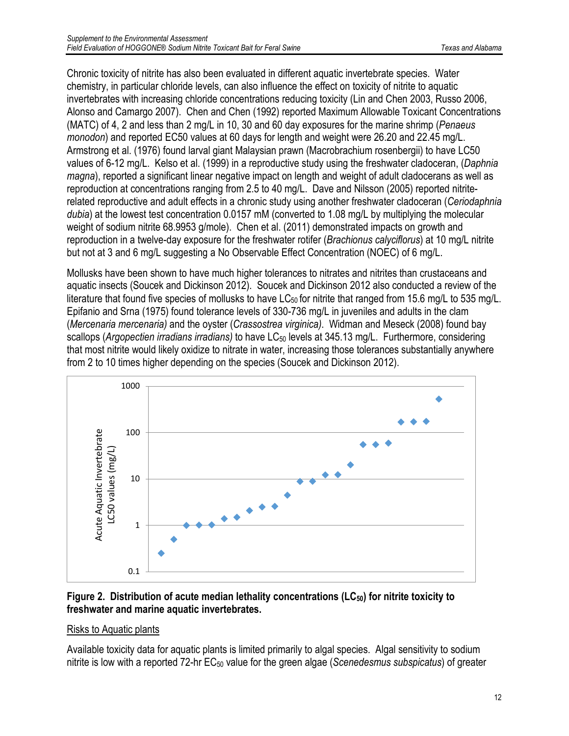Chronic toxicity of nitrite has also been evaluated in different aquatic invertebrate species. Water chemistry, in particular chloride levels, can also influence the effect on toxicity of nitrite to aquatic invertebrates with increasing chloride concentrations reducing toxicity (Lin and Chen 2003, Russo 2006, Alonso and Camargo 2007). Chen and Chen (1992) reported Maximum Allowable Toxicant Concentrations (MATC) of 4, 2 and less than 2 mg/L in 10, 30 and 60 day exposures for the marine shrimp (*Penaeus monodon*) and reported EC50 values at 60 days for length and weight were 26.20 and 22.45 mg/L. Armstrong et al. (1976) found larval giant Malaysian prawn (Macrobrachium rosenbergii) to have LC50 values of 6-12 mg/L. Kelso et al. (1999) in a reproductive study using the freshwater cladoceran, (*Daphnia magna*), reported a significant linear negative impact on length and weight of adult cladocerans as well as reproduction at concentrations ranging from 2.5 to 40 mg/L. Dave and Nilsson (2005) reported nitrite-related reproductive and adult effects in a chronic study using another freshwater cladoceran (*Ceriodaphnia dubia*) at the lowest test concentration 0.0157 mM (converted to 1.08 mg/L by multiplying the molecular weight of sodium nitrite 68.9953 g/mole). Chen et al. (2011) demonstrated impacts on growth and reproduction in a twelve-day exposure for the freshwater rotifer (*Brachionus calyciflorus*) at 10 mg/L nitrite but not at 3 and 6 mg/L suggesting a No Observable Effect Concentration (NOEC) of 6 mg/L.

Mollusks have been shown to have much higher tolerances to nitrates and nitrites than crustaceans and aquatic insects (Soucek and Dickinson 2012). Soucek and Dickinson 2012 also conducted a review of the literature that found five species of mollusks to have $LC_{50}$ for nitrite that ranged from 15.6 mg/L to 535 mg/L. Epifanio and Srna (1975) found tolerance levels of 330-736 mg/L in juveniles and adults in the clam (*Mercenaria mercenaria)* and the oyster (*Crassostrea virginica)*. Widman and Meseck (2008) found bay scallops (*Argopectien irradians irradians)* to have $LC_{50}$ levels at 345.13 mg/L. Furthermore, considering that most nitrite would likely oxidize to nitrate in water, increasing those tolerances substantially anywhere from 2 to 10 times higher depending on the species (Soucek and Dickinson 2012).

**Figure 2. Distribution of acute median lethality concentrations ($LC_{50}$) for nitrite toxicity to freshwater and marine aquatic invertebrates.**

Risks to Aquatic plants

Available toxicity data for aquatic plants is limited primarily to algal species. Algal sensitivity to sodium nitrite is low with a reported 72-hr $EC_{50}$ value for the green algae (*Scenedesmus subspicatus*) of greater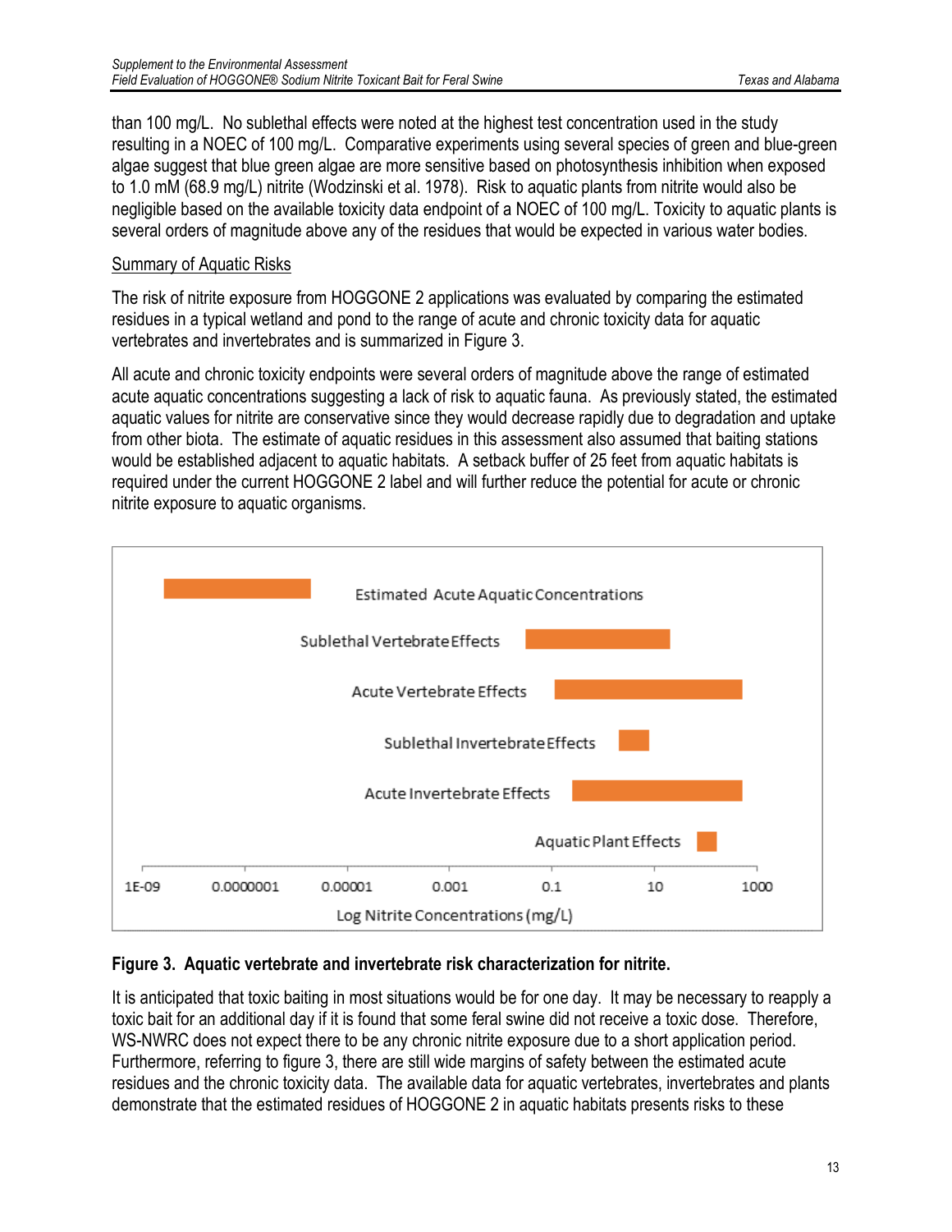than 100 mg/L. No sublethal effects were noted at the highest test concentration used in the study resulting in a NOEC of 100 mg/L. Comparative experiments using several species of green and blue-green algae suggest that blue green algae are more sensitive based on photosynthesis inhibition when exposed to 1.0 mM (68.9 mg/L) nitrite (Wodzinski et al. 1978). Risk to aquatic plants from nitrite would also be negligible based on the available toxicity data endpoint of a NOEC of 100 mg/L. Toxicity to aquatic plants is several orders of magnitude above any of the residues that would be expected in various water bodies.

Summary of Aquatic Risks

The risk of nitrite exposure from HOGGONE 2 applications was evaluated by comparing the estimated residues in a typical wetland and pond to the range of acute and chronic toxicity data for aquatic vertebrates and invertebrates and is summarized in Figure 3.

All acute and chronic toxicity endpoints were several orders of magnitude above the range of estimated acute aquatic concentrations suggesting a lack of risk to aquatic fauna. As previously stated, the estimated aquatic values for nitrite are conservative since they would decrease rapidly due to degradation and uptake from other biota. The estimate of aquatic residues in this assessment also assumed that baiting stations would be established adjacent to aquatic habitats. A setback buffer of 25 feet from aquatic habitats is required under the current HOGGONE 2 label and will further reduce the potential for acute or chronic nitrite exposure to aquatic organisms.

Estimated Acute Aquatic Concentrations

Sublethal Vertebrate Effects

Acute Vertebrate Effects

Sublethal Invertebrate Effects

Acute Invertebrate Effects

Aquatic Plant Effects

1E-09 | 0.0000001 | 0.00001 | 0.001 | 0.1 | 10 | 1000

Log Nitrite Concentrations (mg/L)

**Figure 3. Aquatic vertebrate and invertebrate risk characterization for nitrite.**

It is anticipated that toxic baiting in most situations would be for one day. It may be necessary to reapply a toxic bait for an additional day if it is found that some feral swine did not receive a toxic dose. Therefore, WS-NWRC does not expect there to be any chronic nitrite exposure due to a short application period. Furthermore, referring to figure 3, there are still wide margins of safety between the estimated acute residues and the chronic toxicity data. The available data for aquatic vertebrates, invertebrates and plants demonstrate that the estimated residues of HOGGONE 2 in aquatic habitats presents risks to these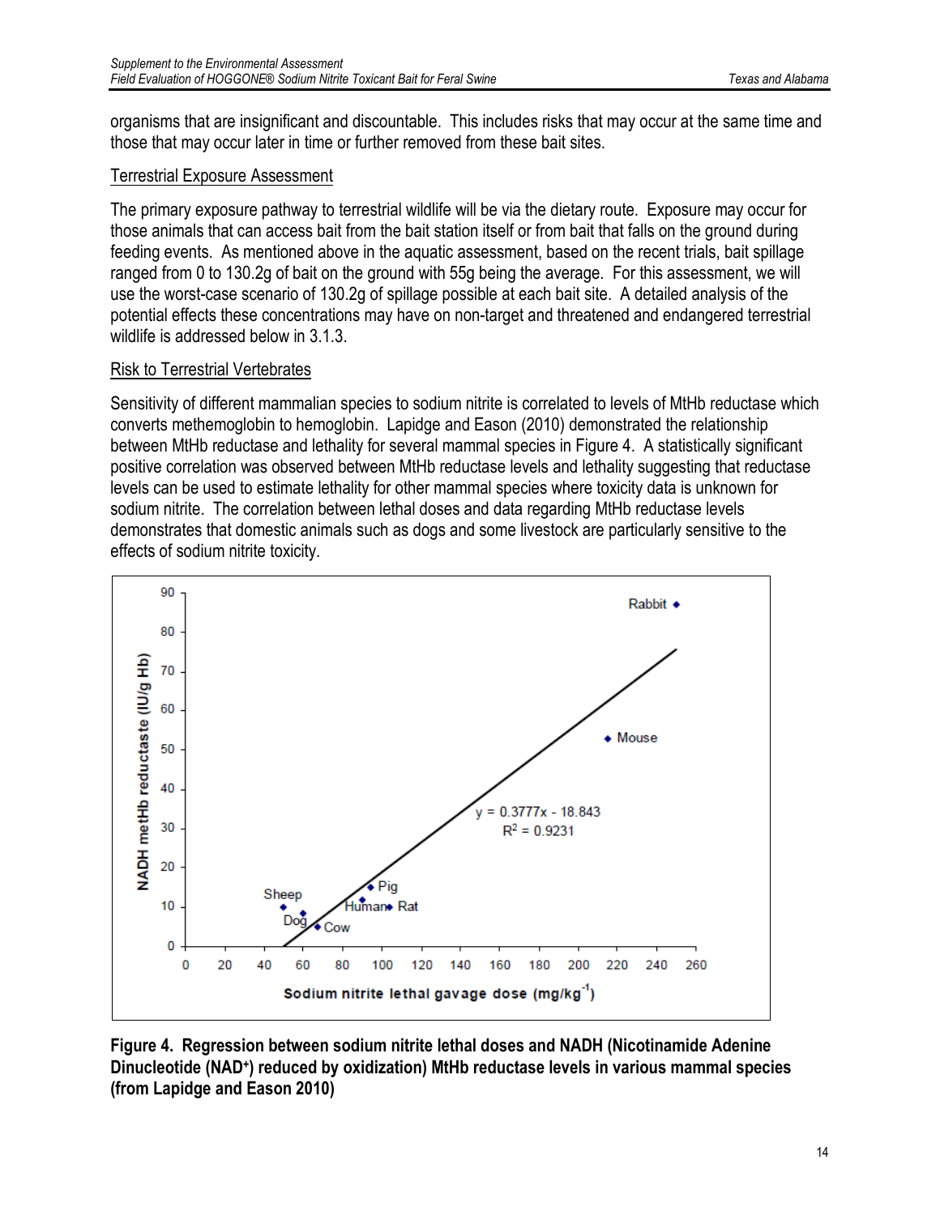organisms that are insignificant and discountable. This includes risks that may occur at the same time and those that may occur later in time or further removed from these bait sites.

Terrestrial Exposure Assessment

The primary exposure pathway to terrestrial wildlife will be via the dietary route. Exposure may occur for those animals that can access bait from the bait station itself or from bait that falls on the ground during feeding events. As mentioned above in the aquatic assessment, based on the recent trials, bait spillage ranged from 0 to 130.2g of bait on the ground with 55g being the average. For this assessment, we will use the worst-case scenario of 130.2g of spillage possible at each bait site. A detailed analysis of the potential effects these concentrations may have on non-target and threatened and endangered terrestrial wildlife is addressed below in 3.1.3.

Risk to Terrestrial Vertebrates

Sensitivity of different mammalian species to sodium nitrite is correlated to levels of MtHb reductase which converts methemoglobin to hemoglobin. Lapidge and Eason (2010) demonstrated the relationship between MtHb reductase and lethality for several mammal species in Figure 4. A statistically significant positive correlation was observed between MtHb reductase levels and lethality suggesting that reductase levels can be used to estimate lethality for other mammal species where toxicity data is unknown for sodium nitrite. The correlation between lethal doses and data regarding MtHb reductase levels demonstrates that domestic animals such as dogs and some livestock are particularly sensitive to the effects of sodium nitrite toxicity.

**Figure 4. Regression between sodium nitrite lethal doses and NADH (Nicotinamide Adenine Dinucleotide ($NAD^+$) reduced by oxidization) MtHb reductase levels in various mammal species (from Lapidge and Eason 2010)**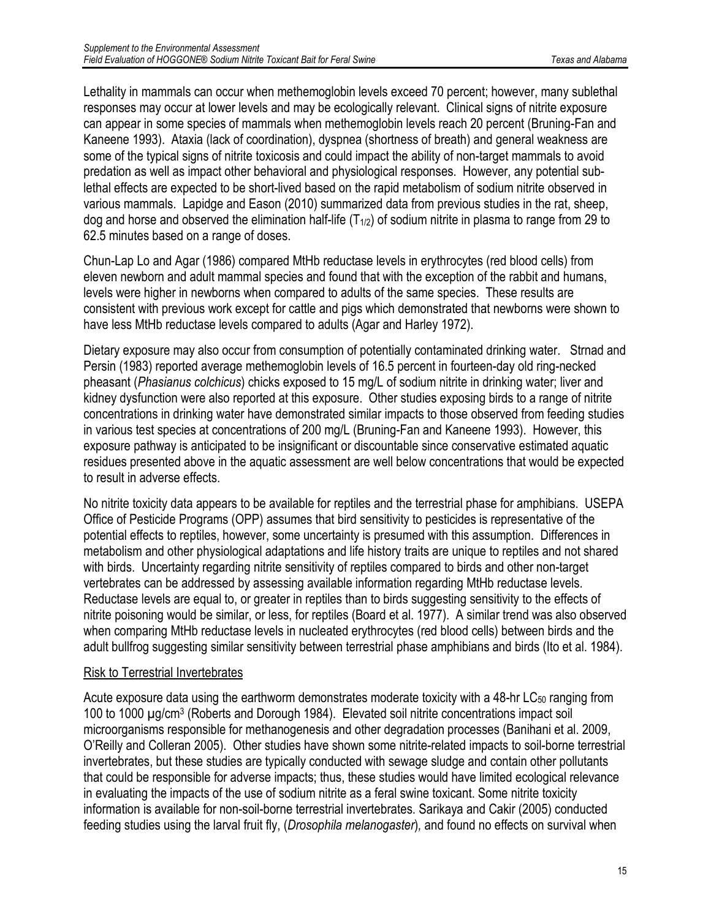Lethality in mammals can occur when methemoglobin levels exceed 70 percent; however, many sublethal responses may occur at lower levels and may be ecologically relevant. Clinical signs of nitrite exposure can appear in some species of mammals when methemoglobin levels reach 20 percent (Bruning-Fan and Kaneene 1993). Ataxia (lack of coordination), dyspnea (shortness of breath) and general weakness are some of the typical signs of nitrite toxicosis and could impact the ability of non-target mammals to avoid predation as well as impact other behavioral and physiological responses. However, any potential sub-lethal effects are expected to be short-lived based on the rapid metabolism of sodium nitrite observed in various mammals. Lapidge and Eason (2010) summarized data from previous studies in the rat, sheep, dog and horse and observed the elimination half-life ($T_{1/2}$) of sodium nitrite in plasma to range from 29 to 62.5 minutes based on a range of doses.

Chun-Lap Lo and Agar (1986) compared MtHb reductase levels in erythrocytes (red blood cells) from eleven newborn and adult mammal species and found that with the exception of the rabbit and humans, levels were higher in newborns when compared to adults of the same species. These results are consistent with previous work except for cattle and pigs which demonstrated that newborns were shown to have less MtHb reductase levels compared to adults (Agar and Harley 1972).

Dietary exposure may also occur from consumption of potentially contaminated drinking water. Strnad and Persin (1983) reported average methemoglobin levels of 16.5 percent in fourteen-day old ring-necked pheasant (*Phasianus colchicus*) chicks exposed to 15 mg/L of sodium nitrite in drinking water; liver and kidney dysfunction were also reported at this exposure. Other studies exposing birds to a range of nitrite concentrations in drinking water have demonstrated similar impacts to those observed from feeding studies in various test species at concentrations of 200 mg/L (Bruning-Fan and Kaneene 1993). However, this exposure pathway is anticipated to be insignificant or discountable since conservative estimated aquatic residues presented above in the aquatic assessment are well below concentrations that would be expected to result in adverse effects.

No nitrite toxicity data appears to be available for reptiles and the terrestrial phase for amphibians. USEPA Office of Pesticide Programs (OPP) assumes that bird sensitivity to pesticides is representative of the potential effects to reptiles, however, some uncertainty is presumed with this assumption. Differences in metabolism and other physiological adaptations and life history traits are unique to reptiles and not shared with birds. Uncertainty regarding nitrite sensitivity of reptiles compared to birds and other non-target vertebrates can be addressed by assessing available information regarding MtHb reductase levels. Reductase levels are equal to, or greater in reptiles than to birds suggesting sensitivity to the effects of nitrite poisoning would be similar, or less, for reptiles (Board et al. 1977). A similar trend was also observed when comparing MtHb reductase levels in nucleated erythrocytes (red blood cells) between birds and the adult bullfrog suggesting similar sensitivity between terrestrial phase amphibians and birds (Ito et al. 1984).

Risk to Terrestrial Invertebrates

Acute exposure data using the earthworm demonstrates moderate toxicity with a 48-hr $LC_{50}$ ranging from 100 to 1000 µg/cm$^3$ (Roberts and Dorough 1984). Elevated soil nitrite concentrations impact soil microorganisms responsible for methanogenesis and other degradation processes (Banihani et al. 2009, O'Reilly and Colleran 2005). Other studies have shown some nitrite-related impacts to soil-borne terrestrial invertebrates, but these studies are typically conducted with sewage sludge and contain other pollutants that could be responsible for adverse impacts; thus, these studies would have limited ecological relevance in evaluating the impacts of the use of sodium nitrite as a feral swine toxicant. Some nitrite toxicity information is available for non-soil-borne terrestrial invertebrates. Sarikaya and Cakir (2005) conducted feeding studies using the larval fruit fly, (*Drosophila melanogaster*), and found no effects on survival when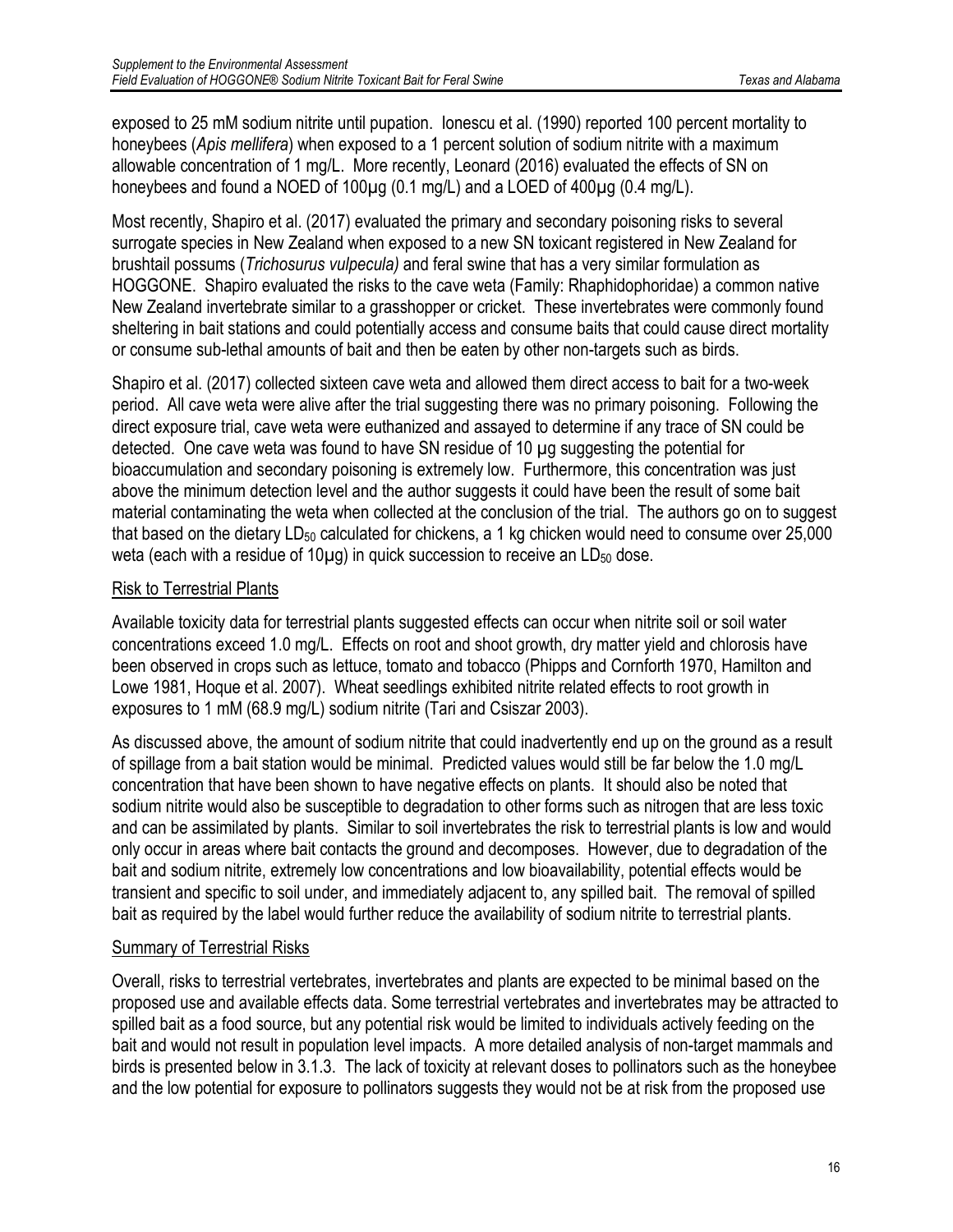exposed to 25 mM sodium nitrite until pupation. Ionescu et al. (1990) reported 100 percent mortality to honeybees (*Apis mellifera*) when exposed to a 1 percent solution of sodium nitrite with a maximum allowable concentration of 1 mg/L. More recently, Leonard (2016) evaluated the effects of SN on honeybees and found a NOED of 100µg (0.1 mg/L) and a LOED of 400µg (0.4 mg/L).

Most recently, Shapiro et al. (2017) evaluated the primary and secondary poisoning risks to several surrogate species in New Zealand when exposed to a new SN toxicant registered in New Zealand for brushtail possums (*Trichosurus vulpecula)* and feral swine that has a very similar formulation as HOGGONE. Shapiro evaluated the risks to the cave weta (Family: Rhaphidophoridae) a common native New Zealand invertebrate similar to a grasshopper or cricket. These invertebrates were commonly found sheltering in bait stations and could potentially access and consume baits that could cause direct mortality or consume sub-lethal amounts of bait and then be eaten by other non-targets such as birds.

Shapiro et al. (2017) collected sixteen cave weta and allowed them direct access to bait for a two-week period. All cave weta were alive after the trial suggesting there was no primary poisoning. Following the direct exposure trial, cave weta were euthanized and assayed to determine if any trace of SN could be detected. One cave weta was found to have SN residue of 10 µg suggesting the potential for bioaccumulation and secondary poisoning is extremely low. Furthermore, this concentration was just above the minimum detection level and the author suggests it could have been the result of some bait material contaminating the weta when collected at the conclusion of the trial. The authors go on to suggest that based on the dietary $LD_{50}$ calculated for chickens, a 1 kg chicken would need to consume over 25,000 weta (each with a residue of 10µg) in quick succession to receive an $LD_{50}$ dose.

## Risk to Terrestrial Plants

Available toxicity data for terrestrial plants suggested effects can occur when nitrite soil or soil water concentrations exceed 1.0 mg/L. Effects on root and shoot growth, dry matter yield and chlorosis have been observed in crops such as lettuce, tomato and tobacco (Phipps and Cornforth 1970, Hamilton and Lowe 1981, Hoque et al. 2007). Wheat seedlings exhibited nitrite related effects to root growth in exposures to 1 mM (68.9 mg/L) sodium nitrite (Tari and Csiszar 2003).

As discussed above, the amount of sodium nitrite that could inadvertently end up on the ground as a result of spillage from a bait station would be minimal. Predicted values would still be far below the 1.0 mg/L concentration that have been shown to have negative effects on plants. It should also be noted that sodium nitrite would also be susceptible to degradation to other forms such as nitrogen that are less toxic and can be assimilated by plants. Similar to soil invertebrates the risk to terrestrial plants is low and would only occur in areas where bait contacts the ground and decomposes. However, due to degradation of the bait and sodium nitrite, extremely low concentrations and low bioavailability, potential effects would be transient and specific to soil under, and immediately adjacent to, any spilled bait. The removal of spilled bait as required by the label would further reduce the availability of sodium nitrite to terrestrial plants.

## Summary of Terrestrial Risks

Overall, risks to terrestrial vertebrates, invertebrates and plants are expected to be minimal based on the proposed use and available effects data. Some terrestrial vertebrates and invertebrates may be attracted to spilled bait as a food source, but any potential risk would be limited to individuals actively feeding on the bait and would not result in population level impacts. A more detailed analysis of non-target mammals and birds is presented below in 3.1.3. The lack of toxicity at relevant doses to pollinators such as the honeybee and the low potential for exposure to pollinators suggests they would not be at risk from the proposed use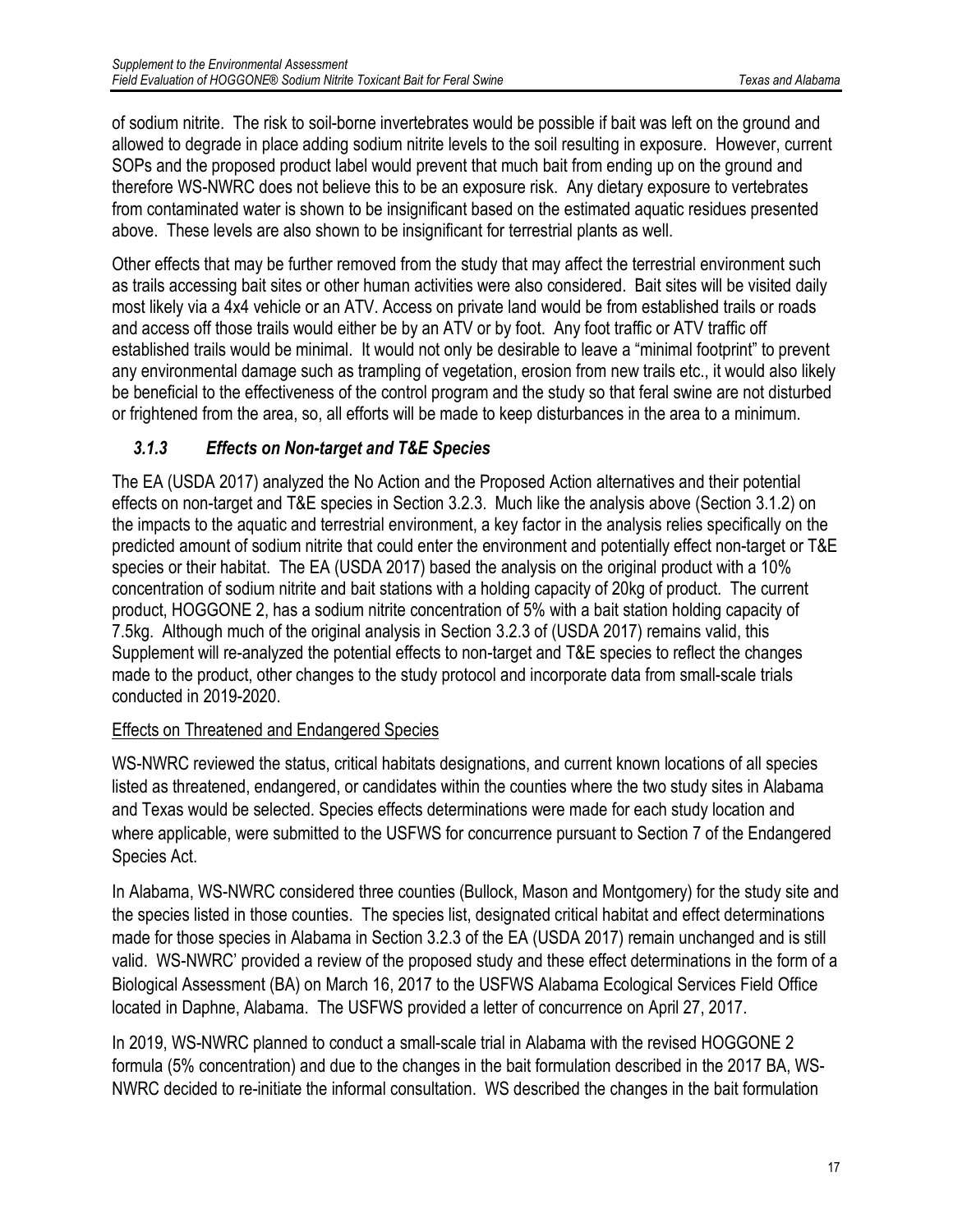of sodium nitrite. The risk to soil-borne invertebrates would be possible if bait was left on the ground and allowed to degrade in place adding sodium nitrite levels to the soil resulting in exposure. However, current SOPs and the proposed product label would prevent that much bait from ending up on the ground and therefore WS-NWRC does not believe this to be an exposure risk. Any dietary exposure to vertebrates from contaminated water is shown to be insignificant based on the estimated aquatic residues presented above. These levels are also shown to be insignificant for terrestrial plants as well.

Other effects that may be further removed from the study that may affect the terrestrial environment such as trails accessing bait sites or other human activities were also considered. Bait sites will be visited daily most likely via a 4x4 vehicle or an ATV. Access on private land would be from established trails or roads and access off those trails would either be by an ATV or by foot. Any foot traffic or ATV traffic off established trails would be minimal. It would not only be desirable to leave a "minimal footprint" to prevent any environmental damage such as trampling of vegetation, erosion from new trails etc., it would also likely be beneficial to the effectiveness of the control program and the study so that feral swine are not disturbed or frightened from the area, so, all efforts will be made to keep disturbances in the area to a minimum.

### *3.1.3 Effects on Non-target and T&E Species*

The EA (USDA 2017) analyzed the No Action and the Proposed Action alternatives and their potential effects on non-target and T&E species in Section 3.2.3. Much like the analysis above (Section 3.1.2) on the impacts to the aquatic and terrestrial environment, a key factor in the analysis relies specifically on the predicted amount of sodium nitrite that could enter the environment and potentially effect non-target or T&E species or their habitat. The EA (USDA 2017) based the analysis on the original product with a 10% concentration of sodium nitrite and bait stations with a holding capacity of 20kg of product. The current product, HOGGONE 2, has a sodium nitrite concentration of 5% with a bait station holding capacity of 7.5kg. Although much of the original analysis in Section 3.2.3 of (USDA 2017) remains valid, this Supplement will re-analyzed the potential effects to non-target and T&E species to reflect the changes made to the product, other changes to the study protocol and incorporate data from small-scale trials conducted in 2019-2020.

<u>Effects on Threatened and Endangered Species</u>

WS-NWRC reviewed the status, critical habitats designations, and current known locations of all species listed as threatened, endangered, or candidates within the counties where the two study sites in Alabama and Texas would be selected. Species effects determinations were made for each study location and where applicable, were submitted to the USFWS for concurrence pursuant to Section 7 of the Endangered Species Act.

In Alabama, WS-NWRC considered three counties (Bullock, Mason and Montgomery) for the study site and the species listed in those counties. The species list, designated critical habitat and effect determinations made for those species in Alabama in Section 3.2.3 of the EA (USDA 2017) remain unchanged and is still valid. WS-NWRC' provided a review of the proposed study and these effect determinations in the form of a Biological Assessment (BA) on March 16, 2017 to the USFWS Alabama Ecological Services Field Office located in Daphne, Alabama. The USFWS provided a letter of concurrence on April 27, 2017.

In 2019, WS-NWRC planned to conduct a small-scale trial in Alabama with the revised HOGGONE 2 formula (5% concentration) and due to the changes in the bait formulation described in the 2017 BA, WS-NWRC decided to re-initiate the informal consultation. WS described the changes in the bait formulation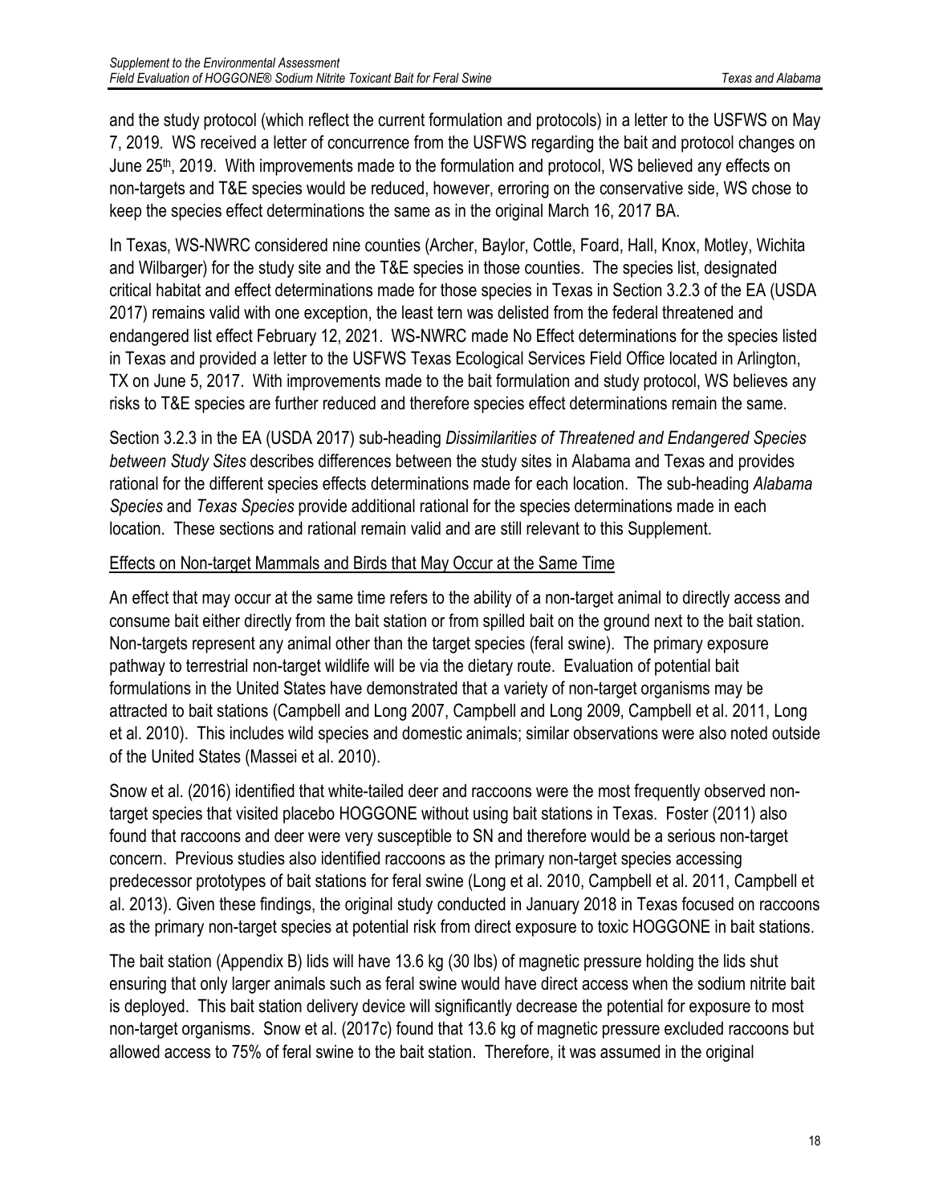and the study protocol (which reflect the current formulation and protocols) in a letter to the USFWS on May 7, 2019. WS received a letter of concurrence from the USFWS regarding the bait and protocol changes on June 25th, 2019. With improvements made to the formulation and protocol, WS believed any effects on non-targets and T&E species would be reduced, however, erroring on the conservative side, WS chose to keep the species effect determinations the same as in the original March 16, 2017 BA.

In Texas, WS-NWRC considered nine counties (Archer, Baylor, Cottle, Foard, Hall, Knox, Motley, Wichita and Wilbarger) for the study site and the T&E species in those counties. The species list, designated critical habitat and effect determinations made for those species in Texas in Section 3.2.3 of the EA (USDA 2017) remains valid with one exception, the least tern was delisted from the federal threatened and endangered list effect February 12, 2021. WS-NWRC made No Effect determinations for the species listed in Texas and provided a letter to the USFWS Texas Ecological Services Field Office located in Arlington, TX on June 5, 2017. With improvements made to the bait formulation and study protocol, WS believes any risks to T&E species are further reduced and therefore species effect determinations remain the same.

Section 3.2.3 in the EA (USDA 2017) sub-heading *Dissimilarities of Threatened and Endangered Species between Study Sites* describes differences between the study sites in Alabama and Texas and provides rational for the different species effects determinations made for each location. The sub-heading *Alabama Species* and *Texas Species* provide additional rational for the species determinations made in each location. These sections and rational remain valid and are still relevant to this Supplement.

Effects on Non-target Mammals and Birds that May Occur at the Same Time

An effect that may occur at the same time refers to the ability of a non-target animal to directly access and consume bait either directly from the bait station or from spilled bait on the ground next to the bait station. Non-targets represent any animal other than the target species (feral swine). The primary exposure pathway to terrestrial non-target wildlife will be via the dietary route. Evaluation of potential bait formulations in the United States have demonstrated that a variety of non-target organisms may be attracted to bait stations (Campbell and Long 2007, Campbell and Long 2009, Campbell et al. 2011, Long et al. 2010). This includes wild species and domestic animals; similar observations were also noted outside of the United States (Massei et al. 2010).

Snow et al. (2016) identified that white-tailed deer and raccoons were the most frequently observed non-target species that visited placebo HOGGONE without using bait stations in Texas. Foster (2011) also found that raccoons and deer were very susceptible to SN and therefore would be a serious non-target concern. Previous studies also identified raccoons as the primary non-target species accessing predecessor prototypes of bait stations for feral swine (Long et al. 2010, Campbell et al. 2011, Campbell et al. 2013). Given these findings, the original study conducted in January 2018 in Texas focused on raccoons as the primary non-target species at potential risk from direct exposure to toxic HOGGONE in bait stations.

The bait station (Appendix B) lids will have 13.6 kg (30 lbs) of magnetic pressure holding the lids shut ensuring that only larger animals such as feral swine would have direct access when the sodium nitrite bait is deployed. This bait station delivery device will significantly decrease the potential for exposure to most non-target organisms. Snow et al. (2017c) found that 13.6 kg of magnetic pressure excluded raccoons but allowed access to 75% of feral swine to the bait station. Therefore, it was assumed in the original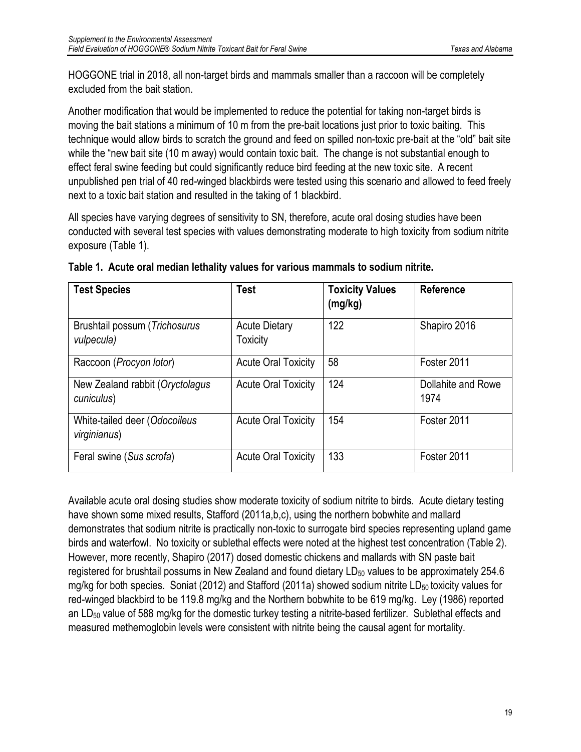HOGGONE trial in 2018, all non-target birds and mammals smaller than a raccoon will be completely excluded from the bait station.

Another modification that would be implemented to reduce the potential for taking non-target birds is moving the bait stations a minimum of 10 m from the pre-bait locations just prior to toxic baiting. This technique would allow birds to scratch the ground and feed on spilled non-toxic pre-bait at the "old" bait site while the "new bait site (10 m away) would contain toxic bait. The change is not substantial enough to effect feral swine feeding but could significantly reduce bird feeding at the new toxic site. A recent unpublished pen trial of 40 red-winged blackbirds were tested using this scenario and allowed to feed freely next to a toxic bait station and resulted in the taking of 1 blackbird.

All species have varying degrees of sensitivity to SN, therefore, acute oral dosing studies have been conducted with several test species with values demonstrating moderate to high toxicity from sodium nitrite exposure (Table 1).

**Table 1. Acute oral median lethality values for various mammals to sodium nitrite.**

| Test Species | Test | Toxicity Values (mg/kg) | Reference |
|---|---|---|---|
| Brushtail possum (*Trichosurus vulpecula)* | Acute Dietary Toxicity | 122 | Shapiro 2016 |
| Raccoon (*Procyon lotor*) | Acute Oral Toxicity | 58 | Foster 2011 |
| New Zealand rabbit (*Oryctolagus cuniculus*) | Acute Oral Toxicity | 124 | Dollahite and Rowe 1974 |
| White-tailed deer (*Odocoileus virginianus*) | Acute Oral Toxicity | 154 | Foster 2011 |
| Feral swine (*Sus scrofa*) | Acute Oral Toxicity | 133 | Foster 2011 |

Available acute oral dosing studies show moderate toxicity of sodium nitrite to birds. Acute dietary testing have shown some mixed results, Stafford (2011a,b,c), using the northern bobwhite and mallard demonstrates that sodium nitrite is practically non-toxic to surrogate bird species representing upland game birds and waterfowl. No toxicity or sublethal effects were noted at the highest test concentration (Table 2). However, more recently, Shapiro (2017) dosed domestic chickens and mallards with SN paste bait registered for brushtail possums in New Zealand and found dietary $LD_{50}$ values to be approximately 254.6 mg/kg for both species. Soniat (2012) and Stafford (2011a) showed sodium nitrite $LD_{50}$ toxicity values for red-winged blackbird to be 119.8 mg/kg and the Northern bobwhite to be 619 mg/kg. Ley (1986) reported an $LD_{50}$ value of 588 mg/kg for the domestic turkey testing a nitrite-based fertilizer. Sublethal effects and measured methemoglobin levels were consistent with nitrite being the causal agent for mortality.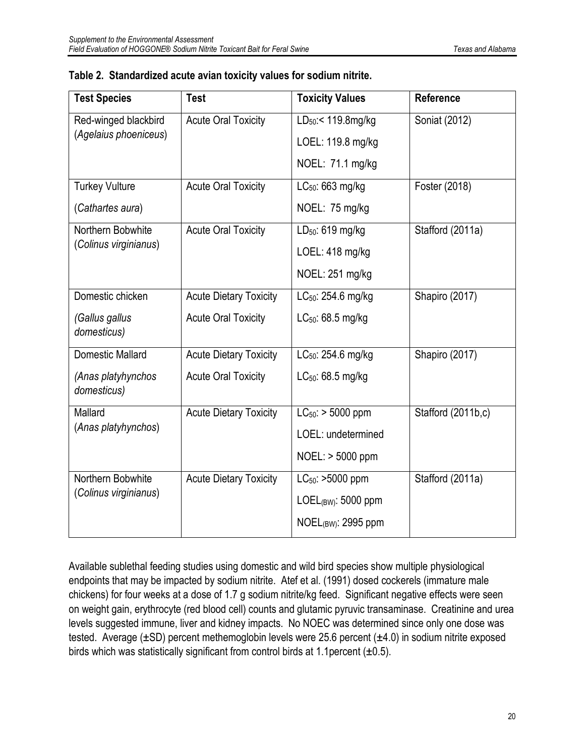**Table 2. Standardized acute avian toxicity values for sodium nitrite.**

| Test Species | Test | Toxicity Values | Reference |
|---|---|---|---|
| Red-winged blackbird (*Agelaius phoeniceus*) | Acute Oral Toxicity | $LD_{50}$:< 119.8mg/kg<br>LOEL: 119.8 mg/kg<br>NOEL: 71.1 mg/kg | Soniat (2012) |
| Turkey Vulture (*Cathartes aura*) | Acute Oral Toxicity | $LC_{50}$: 663 mg/kg<br>NOEL: 75 mg/kg | Foster (2018) |
| Northern Bobwhite (*Colinus virginianus*) | Acute Oral Toxicity | $LD_{50}$: 619 mg/kg<br>LOEL: 418 mg/kg<br>NOEL: 251 mg/kg | Stafford (2011a) |
| Domestic chicken (*Gallus gallus domesticus)* | Acute Dietary Toxicity<br>Acute Oral Toxicity | $LC_{50}$: 254.6 mg/kg<br>$LC_{50}$: 68.5 mg/kg | Shapiro (2017) |
| Domestic Mallard (*Anas platyhynchos domesticus)* | Acute Dietary Toxicity<br>Acute Oral Toxicity | $LC_{50}$: 254.6 mg/kg<br>$LC_{50}$: 68.5 mg/kg | Shapiro (2017) |
| Mallard (*Anas platyhynchos*) | Acute Dietary Toxicity | $LC_{50}$: > 5000 ppm<br>LOEL: undetermined<br>NOEL: > 5000 ppm | Stafford (2011b,c) |
| Northern Bobwhite (*Colinus virginianus*) | Acute Dietary Toxicity | $LC_{50}$: >5000 ppm<br>$LOEL_{(BW)}$: 5000 ppm<br>$NOEL_{(BW)}$: 2995 ppm | Stafford (2011a) |

Available sublethal feeding studies using domestic and wild bird species show multiple physiological endpoints that may be impacted by sodium nitrite. Atef et al. (1991) dosed cockerels (immature male chickens) for four weeks at a dose of 1.7 g sodium nitrite/kg feed. Significant negative effects were seen on weight gain, erythrocyte (red blood cell) counts and glutamic pyruvic transaminase. Creatinine and urea levels suggested immune, liver and kidney impacts. No NOEC was determined since only one dose was tested. Average (±SD) percent methemoglobin levels were 25.6 percent (±4.0) in sodium nitrite exposed birds which was statistically significant from control birds at 1.1percent (±0.5).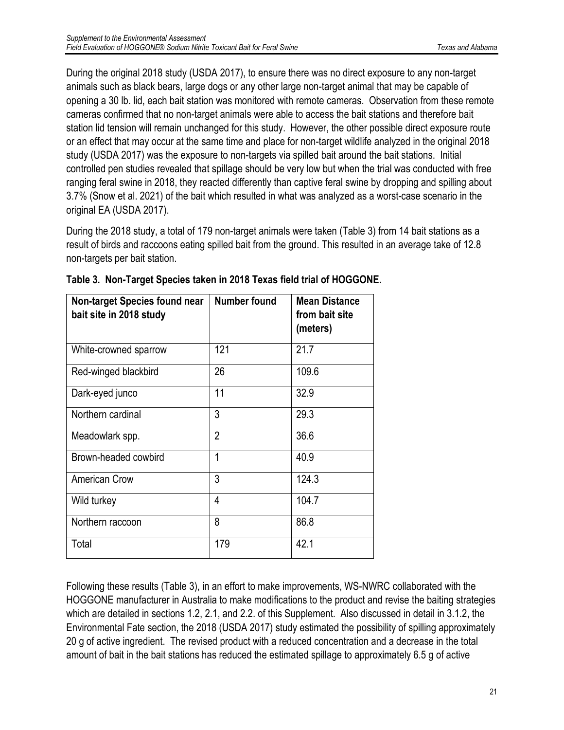During the original 2018 study (USDA 2017), to ensure there was no direct exposure to any non-target animals such as black bears, large dogs or any other large non-target animal that may be capable of opening a 30 lb. lid, each bait station was monitored with remote cameras. Observation from these remote cameras confirmed that no non-target animals were able to access the bait stations and therefore bait station lid tension will remain unchanged for this study. However, the other possible direct exposure route or an effect that may occur at the same time and place for non-target wildlife analyzed in the original 2018 study (USDA 2017) was the exposure to non-targets via spilled bait around the bait stations. Initial controlled pen studies revealed that spillage should be very low but when the trial was conducted with free ranging feral swine in 2018, they reacted differently than captive feral swine by dropping and spilling about 3.7% (Snow et al. 2021) of the bait which resulted in what was analyzed as a worst-case scenario in the original EA (USDA 2017).

During the 2018 study, a total of 179 non-target animals were taken (Table 3) from 14 bait stations as a result of birds and raccoons eating spilled bait from the ground. This resulted in an average take of 12.8 non-targets per bait station.

**Table 3. Non-Target Species taken in 2018 Texas field trial of HOGGONE.**

| Non-target Species found near bait site in 2018 study | Number found | Mean Distance from bait site (meters) |
|---|---|---|
| White-crowned sparrow | 121 | 21.7 |
| Red-winged blackbird | 26 | 109.6 |
| Dark-eyed junco | 11 | 32.9 |
| Northern cardinal | 3 | 29.3 |
| Meadowlark spp. | 2 | 36.6 |
| Brown-headed cowbird | 1 | 40.9 |
| American Crow | 3 | 124.3 |
| Wild turkey | 4 | 104.7 |
| Northern raccoon | 8 | 86.8 |
| Total | 179 | 42.1 |

Following these results (Table 3), in an effort to make improvements, WS-NWRC collaborated with the HOGGONE manufacturer in Australia to make modifications to the product and revise the baiting strategies which are detailed in sections 1.2, 2.1, and 2.2. of this Supplement. Also discussed in detail in 3.1.2, the Environmental Fate section, the 2018 (USDA 2017) study estimated the possibility of spilling approximately 20 g of active ingredient. The revised product with a reduced concentration and a decrease in the total amount of bait in the bait stations has reduced the estimated spillage to approximately 6.5 g of active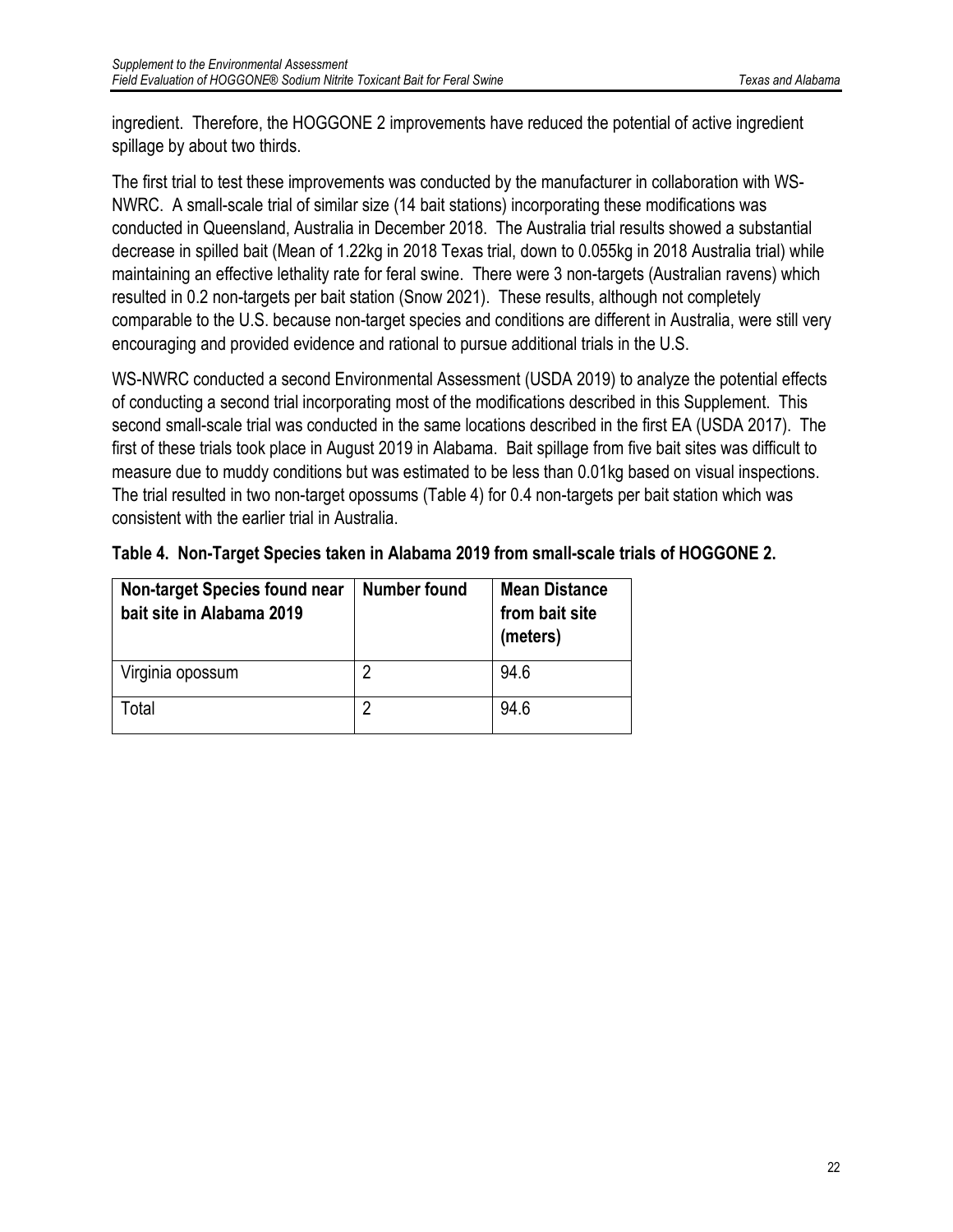ingredient. Therefore, the HOGGONE 2 improvements have reduced the potential of active ingredient spillage by about two thirds.

The first trial to test these improvements was conducted by the manufacturer in collaboration with WS-NWRC. A small-scale trial of similar size (14 bait stations) incorporating these modifications was conducted in Queensland, Australia in December 2018. The Australia trial results showed a substantial decrease in spilled bait (Mean of 1.22kg in 2018 Texas trial, down to 0.055kg in 2018 Australia trial) while maintaining an effective lethality rate for feral swine. There were 3 non-targets (Australian ravens) which resulted in 0.2 non-targets per bait station (Snow 2021). These results, although not completely comparable to the U.S. because non-target species and conditions are different in Australia, were still very encouraging and provided evidence and rational to pursue additional trials in the U.S.

WS-NWRC conducted a second Environmental Assessment (USDA 2019) to analyze the potential effects of conducting a second trial incorporating most of the modifications described in this Supplement. This second small-scale trial was conducted in the same locations described in the first EA (USDA 2017). The first of these trials took place in August 2019 in Alabama. Bait spillage from five bait sites was difficult to measure due to muddy conditions but was estimated to be less than 0.01kg based on visual inspections. The trial resulted in two non-target opossums (Table 4) for 0.4 non-targets per bait station which was consistent with the earlier trial in Australia.

**Table 4. Non-Target Species taken in Alabama 2019 from small-scale trials of HOGGONE 2.**

| Non-target Species found near bait site in Alabama 2019 | Number found | Mean Distance from bait site (meters) |
|---|---|---|
| Virginia opossum | 2 | 94.6 |
| Total | 2 | 94.6 |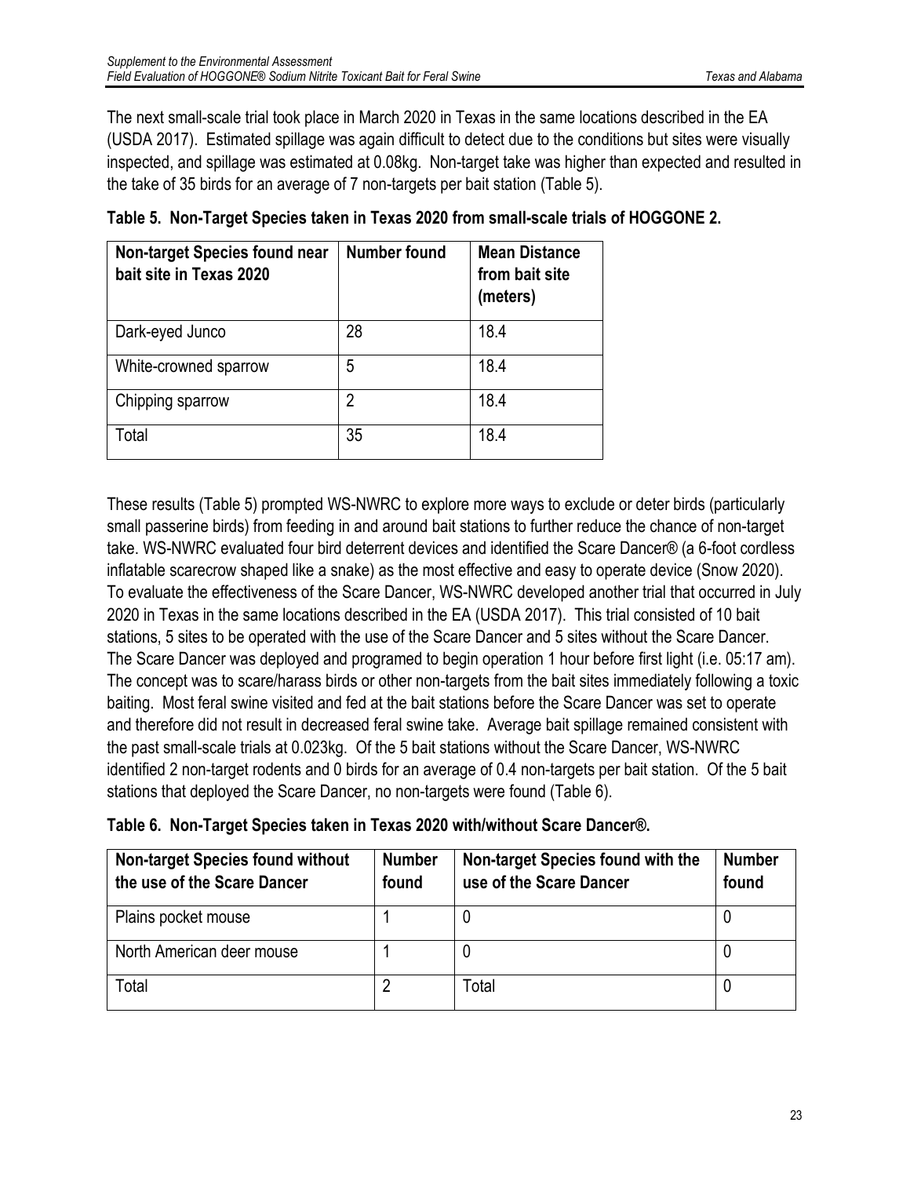The next small-scale trial took place in March 2020 in Texas in the same locations described in the EA (USDA 2017). Estimated spillage was again difficult to detect due to the conditions but sites were visually inspected, and spillage was estimated at 0.08kg. Non-target take was higher than expected and resulted in the take of 35 birds for an average of 7 non-targets per bait station (Table 5).

**Table 5. Non-Target Species taken in Texas 2020 from small-scale trials of HOGGONE 2.**

| Non-target Species found near bait site in Texas 2020 | Number found | Mean Distance from bait site (meters) |
|---|---|---|
| Dark-eyed Junco | 28 | 18.4 |
| White-crowned sparrow | 5 | 18.4 |
| Chipping sparrow | 2 | 18.4 |
| Total | 35 | 18.4 |

These results (Table 5) prompted WS-NWRC to explore more ways to exclude or deter birds (particularly small passerine birds) from feeding in and around bait stations to further reduce the chance of non-target take. WS-NWRC evaluated four bird deterrent devices and identified the Scare Dancer® (a 6-foot cordless inflatable scarecrow shaped like a snake) as the most effective and easy to operate device (Snow 2020). To evaluate the effectiveness of the Scare Dancer, WS-NWRC developed another trial that occurred in July 2020 in Texas in the same locations described in the EA (USDA 2017). This trial consisted of 10 bait stations, 5 sites to be operated with the use of the Scare Dancer and 5 sites without the Scare Dancer. The Scare Dancer was deployed and programed to begin operation 1 hour before first light (i.e. 05:17 am). The concept was to scare/harass birds or other non-targets from the bait sites immediately following a toxic baiting. Most feral swine visited and fed at the bait stations before the Scare Dancer was set to operate and therefore did not result in decreased feral swine take. Average bait spillage remained consistent with the past small-scale trials at 0.023kg. Of the 5 bait stations without the Scare Dancer, WS-NWRC identified 2 non-target rodents and 0 birds for an average of 0.4 non-targets per bait station. Of the 5 bait stations that deployed the Scare Dancer, no non-targets were found (Table 6).

**Table 6. Non-Target Species taken in Texas 2020 with/without Scare Dancer®.**

| Non-target Species found without the use of the Scare Dancer | Number found | Non-target Species found with the use of the Scare Dancer | Number found |
|---|---|---|---|
| Plains pocket mouse | 1 | 0 | 0 |
| North American deer mouse | 1 | 0 | 0 |
| Total | 2 | Total | 0 |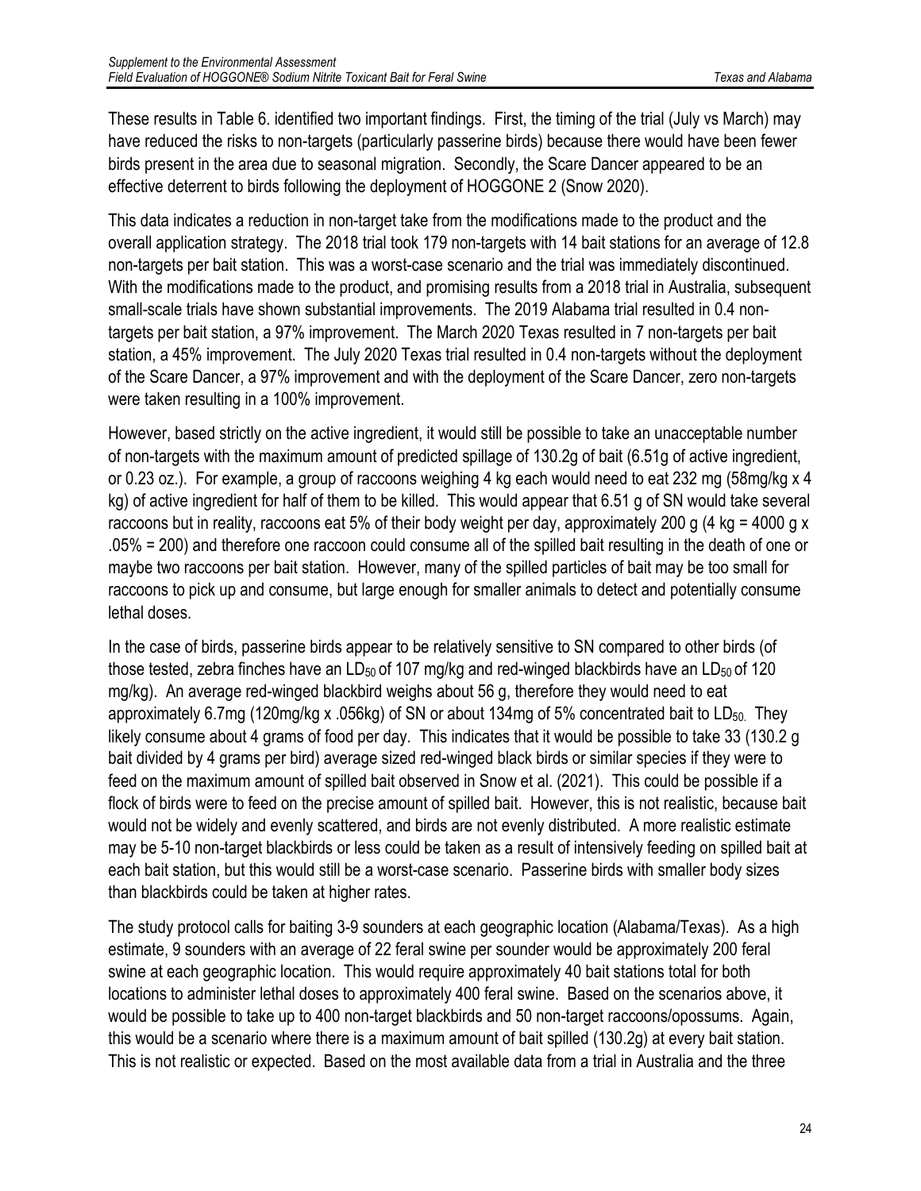These results in Table 6. identified two important findings. First, the timing of the trial (July vs March) may have reduced the risks to non-targets (particularly passerine birds) because there would have been fewer birds present in the area due to seasonal migration. Secondly, the Scare Dancer appeared to be an effective deterrent to birds following the deployment of HOGGONE 2 (Snow 2020).

This data indicates a reduction in non-target take from the modifications made to the product and the overall application strategy. The 2018 trial took 179 non-targets with 14 bait stations for an average of 12.8 non-targets per bait station. This was a worst-case scenario and the trial was immediately discontinued. With the modifications made to the product, and promising results from a 2018 trial in Australia, subsequent small-scale trials have shown substantial improvements. The 2019 Alabama trial resulted in 0.4 non-targets per bait station, a 97% improvement. The March 2020 Texas resulted in 7 non-targets per bait station, a 45% improvement. The July 2020 Texas trial resulted in 0.4 non-targets without the deployment of the Scare Dancer, a 97% improvement and with the deployment of the Scare Dancer, zero non-targets were taken resulting in a 100% improvement.

However, based strictly on the active ingredient, it would still be possible to take an unacceptable number of non-targets with the maximum amount of predicted spillage of 130.2g of bait (6.51g of active ingredient, or 0.23 oz.). For example, a group of raccoons weighing 4 kg each would need to eat 232 mg (58mg/kg x 4 kg) of active ingredient for half of them to be killed. This would appear that 6.51 g of SN would take several raccoons but in reality, raccoons eat 5% of their body weight per day, approximately 200 g (4 kg = 4000 g x .05% = 200) and therefore one raccoon could consume all of the spilled bait resulting in the death of one or maybe two raccoons per bait station. However, many of the spilled particles of bait may be too small for raccoons to pick up and consume, but large enough for smaller animals to detect and potentially consume lethal doses.

In the case of birds, passerine birds appear to be relatively sensitive to SN compared to other birds (of those tested, zebra finches have an $LD_{50}$ of 107 mg/kg and red-winged blackbirds have an $LD_{50}$ of 120 mg/kg). An average red-winged blackbird weighs about 56 g, therefore they would need to eat approximately 6.7mg (120mg/kg x .056kg) of SN or about 134mg of 5% concentrated bait to $LD_{50}$. They likely consume about 4 grams of food per day. This indicates that it would be possible to take 33 (130.2 g bait divided by 4 grams per bird) average sized red-winged black birds or similar species if they were to feed on the maximum amount of spilled bait observed in Snow et al. (2021). This could be possible if a flock of birds were to feed on the precise amount of spilled bait. However, this is not realistic, because bait would not be widely and evenly scattered, and birds are not evenly distributed. A more realistic estimate may be 5-10 non-target blackbirds or less could be taken as a result of intensively feeding on spilled bait at each bait station, but this would still be a worst-case scenario. Passerine birds with smaller body sizes than blackbirds could be taken at higher rates.

The study protocol calls for baiting 3-9 sounders at each geographic location (Alabama/Texas). As a high estimate, 9 sounders with an average of 22 feral swine per sounder would be approximately 200 feral swine at each geographic location. This would require approximately 40 bait stations total for both locations to administer lethal doses to approximately 400 feral swine. Based on the scenarios above, it would be possible to take up to 400 non-target blackbirds and 50 non-target raccoons/opossums. Again, this would be a scenario where there is a maximum amount of bait spilled (130.2g) at every bait station. This is not realistic or expected. Based on the most available data from a trial in Australia and the three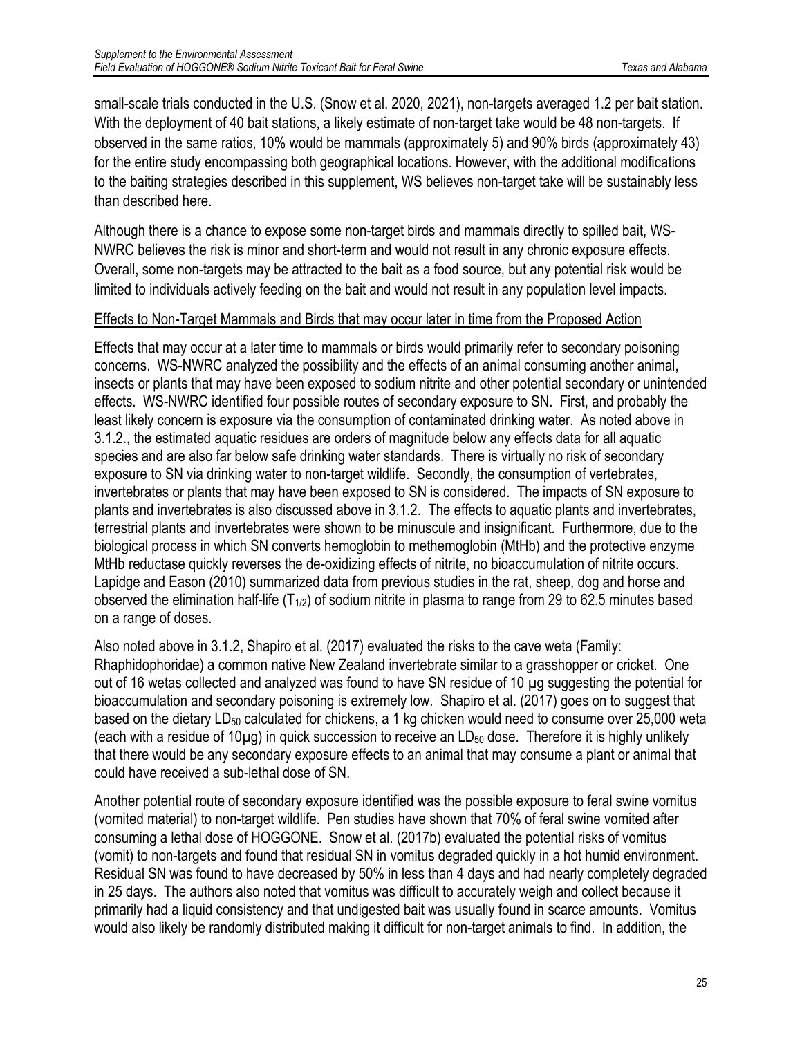small-scale trials conducted in the U.S. (Snow et al. 2020, 2021), non-targets averaged 1.2 per bait station. With the deployment of 40 bait stations, a likely estimate of non-target take would be 48 non-targets. If observed in the same ratios, 10% would be mammals (approximately 5) and 90% birds (approximately 43) for the entire study encompassing both geographical locations. However, with the additional modifications to the baiting strategies described in this supplement, WS believes non-target take will be sustainably less than described here.

Although there is a chance to expose some non-target birds and mammals directly to spilled bait, WS-NWRC believes the risk is minor and short-term and would not result in any chronic exposure effects. Overall, some non-targets may be attracted to the bait as a food source, but any potential risk would be limited to individuals actively feeding on the bait and would not result in any population level impacts.

Effects to Non-Target Mammals and Birds that may occur later in time from the Proposed Action

Effects that may occur at a later time to mammals or birds would primarily refer to secondary poisoning concerns. WS-NWRC analyzed the possibility and the effects of an animal consuming another animal, insects or plants that may have been exposed to sodium nitrite and other potential secondary or unintended effects. WS-NWRC identified four possible routes of secondary exposure to SN. First, and probably the least likely concern is exposure via the consumption of contaminated drinking water. As noted above in 3.1.2., the estimated aquatic residues are orders of magnitude below any effects data for all aquatic species and are also far below safe drinking water standards. There is virtually no risk of secondary exposure to SN via drinking water to non-target wildlife. Secondly, the consumption of vertebrates, invertebrates or plants that may have been exposed to SN is considered. The impacts of SN exposure to plants and invertebrates is also discussed above in 3.1.2. The effects to aquatic plants and invertebrates, terrestrial plants and invertebrates were shown to be minuscule and insignificant. Furthermore, due to the biological process in which SN converts hemoglobin to methemoglobin (MtHb) and the protective enzyme MtHb reductase quickly reverses the de-oxidizing effects of nitrite, no bioaccumulation of nitrite occurs. Lapidge and Eason (2010) summarized data from previous studies in the rat, sheep, dog and horse and observed the elimination half-life ($T_{1/2}$) of sodium nitrite in plasma to range from 29 to 62.5 minutes based on a range of doses.

Also noted above in 3.1.2, Shapiro et al. (2017) evaluated the risks to the cave weta (Family: Rhaphidophoridae) a common native New Zealand invertebrate similar to a grasshopper or cricket. One out of 16 wetas collected and analyzed was found to have SN residue of 10 μg suggesting the potential for bioaccumulation and secondary poisoning is extremely low. Shapiro et al. (2017) goes on to suggest that based on the dietary $LD_{50}$ calculated for chickens, a 1 kg chicken would need to consume over 25,000 weta (each with a residue of 10μg) in quick succession to receive an $LD_{50}$ dose. Therefore it is highly unlikely that there would be any secondary exposure effects to an animal that may consume a plant or animal that could have received a sub-lethal dose of SN.

Another potential route of secondary exposure identified was the possible exposure to feral swine vomitus (vomited material) to non-target wildlife. Pen studies have shown that 70% of feral swine vomited after consuming a lethal dose of HOGGONE. Snow et al. (2017b) evaluated the potential risks of vomitus (vomit) to non-targets and found that residual SN in vomitus degraded quickly in a hot humid environment. Residual SN was found to have decreased by 50% in less than 4 days and had nearly completely degraded in 25 days. The authors also noted that vomitus was difficult to accurately weigh and collect because it primarily had a liquid consistency and that undigested bait was usually found in scarce amounts. Vomitus would also likely be randomly distributed making it difficult for non-target animals to find. In addition, the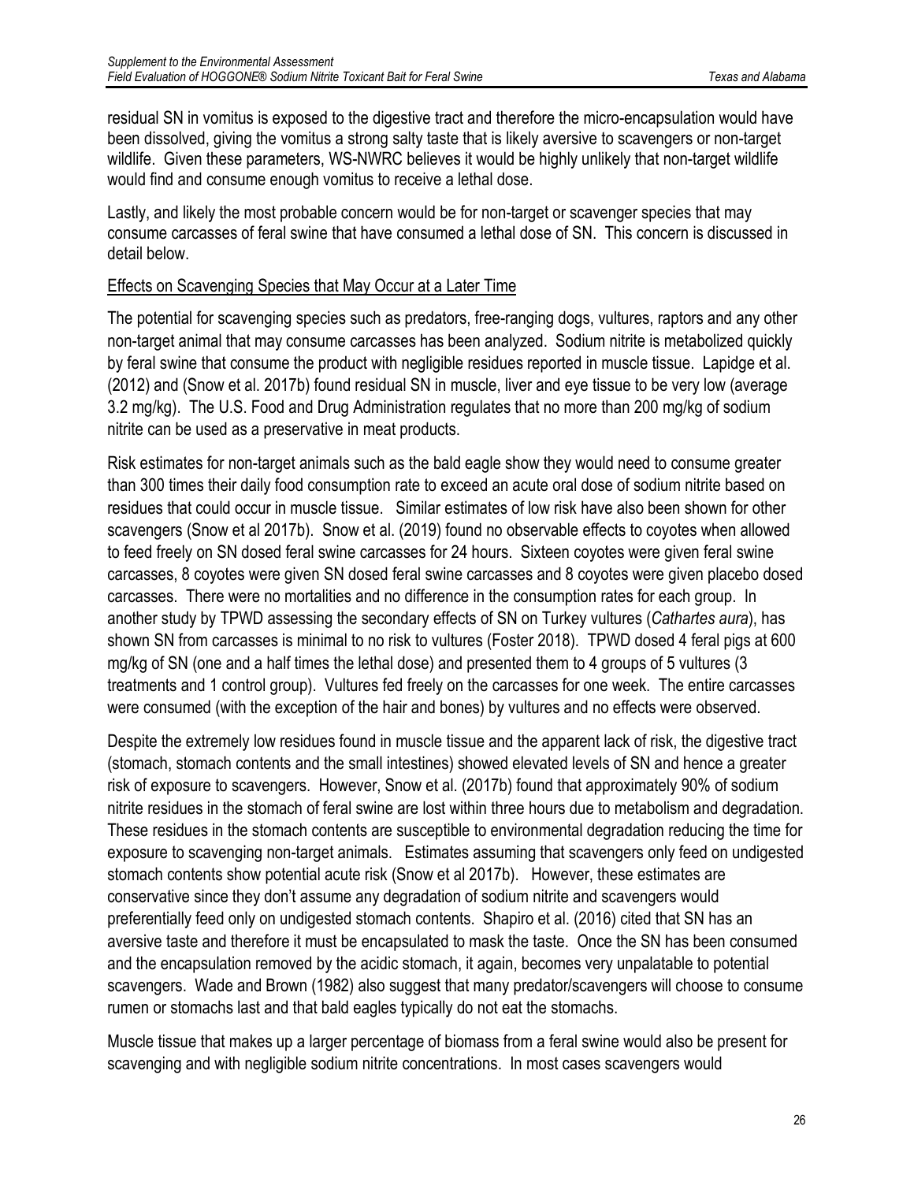residual SN in vomitus is exposed to the digestive tract and therefore the micro-encapsulation would have been dissolved, giving the vomitus a strong salty taste that is likely aversive to scavengers or non-target wildlife. Given these parameters, WS-NWRC believes it would be highly unlikely that non-target wildlife would find and consume enough vomitus to receive a lethal dose.

Lastly, and likely the most probable concern would be for non-target or scavenger species that may consume carcasses of feral swine that have consumed a lethal dose of SN. This concern is discussed in detail below.

Effects on Scavenging Species that May Occur at a Later Time

The potential for scavenging species such as predators, free-ranging dogs, vultures, raptors and any other non-target animal that may consume carcasses has been analyzed. Sodium nitrite is metabolized quickly by feral swine that consume the product with negligible residues reported in muscle tissue. Lapidge et al. (2012) and (Snow et al. 2017b) found residual SN in muscle, liver and eye tissue to be very low (average 3.2 mg/kg). The U.S. Food and Drug Administration regulates that no more than 200 mg/kg of sodium nitrite can be used as a preservative in meat products.

Risk estimates for non-target animals such as the bald eagle show they would need to consume greater than 300 times their daily food consumption rate to exceed an acute oral dose of sodium nitrite based on residues that could occur in muscle tissue. Similar estimates of low risk have also been shown for other scavengers (Snow et al 2017b). Snow et al. (2019) found no observable effects to coyotes when allowed to feed freely on SN dosed feral swine carcasses for 24 hours. Sixteen coyotes were given feral swine carcasses, 8 coyotes were given SN dosed feral swine carcasses and 8 coyotes were given placebo dosed carcasses. There were no mortalities and no difference in the consumption rates for each group. In another study by TPWD assessing the secondary effects of SN on Turkey vultures (*Cathartes aura*), has shown SN from carcasses is minimal to no risk to vultures (Foster 2018). TPWD dosed 4 feral pigs at 600 mg/kg of SN (one and a half times the lethal dose) and presented them to 4 groups of 5 vultures (3 treatments and 1 control group). Vultures fed freely on the carcasses for one week. The entire carcasses were consumed (with the exception of the hair and bones) by vultures and no effects were observed.

Despite the extremely low residues found in muscle tissue and the apparent lack of risk, the digestive tract (stomach, stomach contents and the small intestines) showed elevated levels of SN and hence a greater risk of exposure to scavengers. However, Snow et al. (2017b) found that approximately 90% of sodium nitrite residues in the stomach of feral swine are lost within three hours due to metabolism and degradation. These residues in the stomach contents are susceptible to environmental degradation reducing the time for exposure to scavenging non-target animals. Estimates assuming that scavengers only feed on undigested stomach contents show potential acute risk (Snow et al 2017b). However, these estimates are conservative since they don't assume any degradation of sodium nitrite and scavengers would preferentially feed only on undigested stomach contents. Shapiro et al. (2016) cited that SN has an aversive taste and therefore it must be encapsulated to mask the taste. Once the SN has been consumed and the encapsulation removed by the acidic stomach, it again, becomes very unpalatable to potential scavengers. Wade and Brown (1982) also suggest that many predator/scavengers will choose to consume rumen or stomachs last and that bald eagles typically do not eat the stomachs.

Muscle tissue that makes up a larger percentage of biomass from a feral swine would also be present for scavenging and with negligible sodium nitrite concentrations. In most cases scavengers would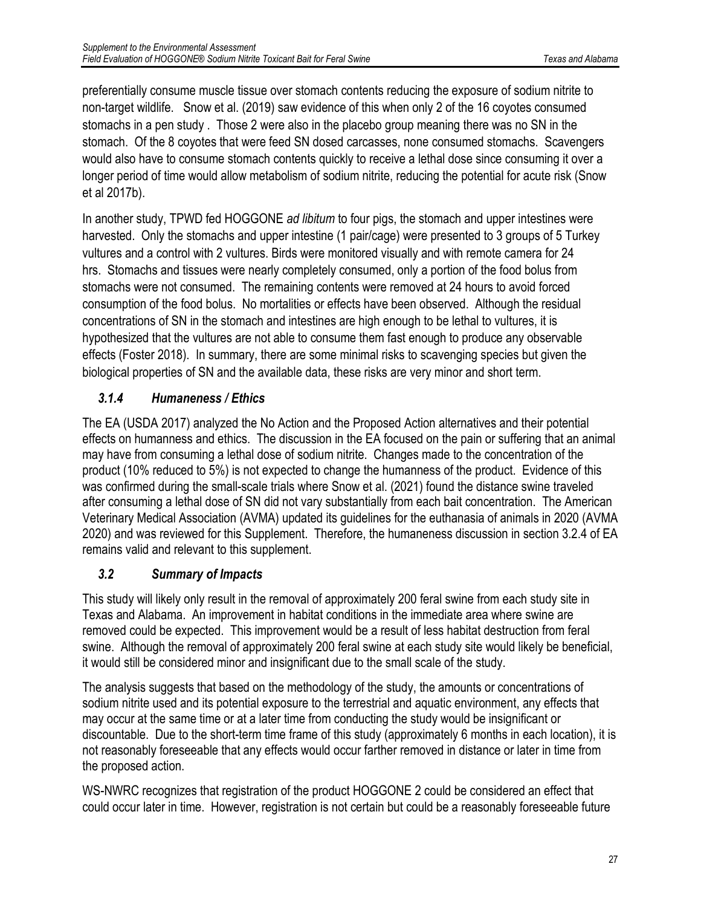preferentially consume muscle tissue over stomach contents reducing the exposure of sodium nitrite to non-target wildlife. Snow et al. (2019) saw evidence of this when only 2 of the 16 coyotes consumed stomachs in a pen study . Those 2 were also in the placebo group meaning there was no SN in the stomach. Of the 8 coyotes that were feed SN dosed carcasses, none consumed stomachs. Scavengers would also have to consume stomach contents quickly to receive a lethal dose since consuming it over a longer period of time would allow metabolism of sodium nitrite, reducing the potential for acute risk (Snow et al 2017b).

In another study, TPWD fed HOGGONE *ad libitum* to four pigs, the stomach and upper intestines were harvested. Only the stomachs and upper intestine (1 pair/cage) were presented to 3 groups of 5 Turkey vultures and a control with 2 vultures. Birds were monitored visually and with remote camera for 24 hrs. Stomachs and tissues were nearly completely consumed, only a portion of the food bolus from stomachs were not consumed. The remaining contents were removed at 24 hours to avoid forced consumption of the food bolus. No mortalities or effects have been observed. Although the residual concentrations of SN in the stomach and intestines are high enough to be lethal to vultures, it is hypothesized that the vultures are not able to consume them fast enough to produce any observable effects (Foster 2018). In summary, there are some minimal risks to scavenging species but given the biological properties of SN and the available data, these risks are very minor and short term.

### *3.1.4 Humaneness / Ethics*

The EA (USDA 2017) analyzed the No Action and the Proposed Action alternatives and their potential effects on humanness and ethics. The discussion in the EA focused on the pain or suffering that an animal may have from consuming a lethal dose of sodium nitrite. Changes made to the concentration of the product (10% reduced to 5%) is not expected to change the humanness of the product. Evidence of this was confirmed during the small-scale trials where Snow et al. (2021) found the distance swine traveled after consuming a lethal dose of SN did not vary substantially from each bait concentration. The American Veterinary Medical Association (AVMA) updated its guidelines for the euthanasia of animals in 2020 (AVMA 2020) and was reviewed for this Supplement. Therefore, the humaneness discussion in section 3.2.4 of EA remains valid and relevant to this supplement.

## *3.2 Summary of Impacts*

This study will likely only result in the removal of approximately 200 feral swine from each study site in Texas and Alabama. An improvement in habitat conditions in the immediate area where swine are removed could be expected. This improvement would be a result of less habitat destruction from feral swine. Although the removal of approximately 200 feral swine at each study site would likely be beneficial, it would still be considered minor and insignificant due to the small scale of the study.

The analysis suggests that based on the methodology of the study, the amounts or concentrations of sodium nitrite used and its potential exposure to the terrestrial and aquatic environment, any effects that may occur at the same time or at a later time from conducting the study would be insignificant or discountable. Due to the short-term time frame of this study (approximately 6 months in each location), it is not reasonably foreseeable that any effects would occur farther removed in distance or later in time from the proposed action.

WS-NWRC recognizes that registration of the product HOGGONE 2 could be considered an effect that could occur later in time. However, registration is not certain but could be a reasonably foreseeable future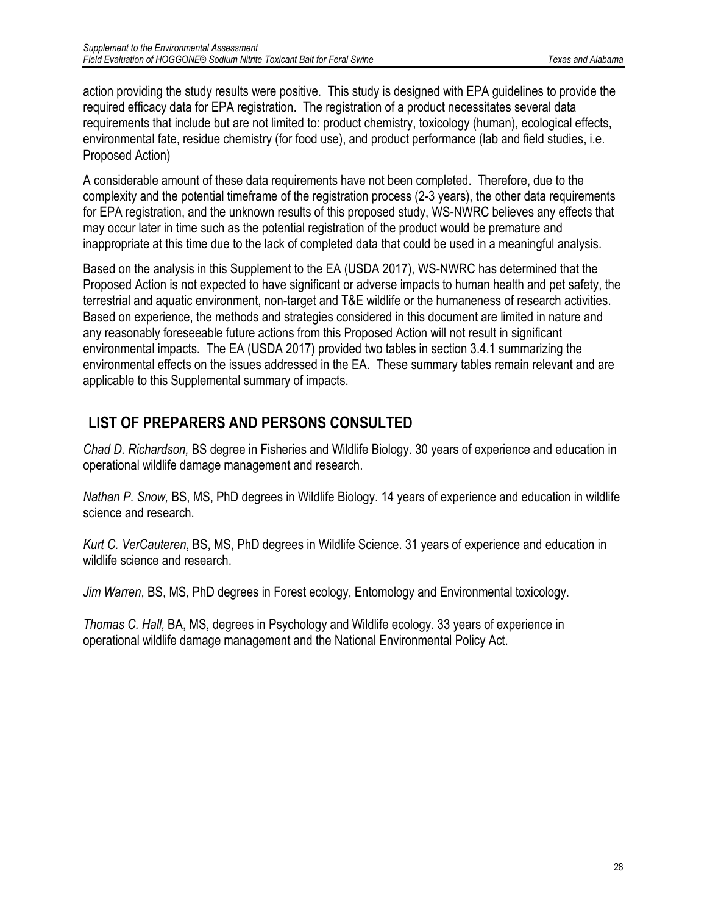action providing the study results were positive. This study is designed with EPA guidelines to provide the required efficacy data for EPA registration. The registration of a product necessitates several data requirements that include but are not limited to: product chemistry, toxicology (human), ecological effects, environmental fate, residue chemistry (for food use), and product performance (lab and field studies, i.e. Proposed Action)

A considerable amount of these data requirements have not been completed. Therefore, due to the complexity and the potential timeframe of the registration process (2-3 years), the other data requirements for EPA registration, and the unknown results of this proposed study, WS-NWRC believes any effects that may occur later in time such as the potential registration of the product would be premature and inappropriate at this time due to the lack of completed data that could be used in a meaningful analysis.

Based on the analysis in this Supplement to the EA (USDA 2017), WS-NWRC has determined that the Proposed Action is not expected to have significant or adverse impacts to human health and pet safety, the terrestrial and aquatic environment, non-target and T&E wildlife or the humaneness of research activities. Based on experience, the methods and strategies considered in this document are limited in nature and any reasonably foreseeable future actions from this Proposed Action will not result in significant environmental impacts. The EA (USDA 2017) provided two tables in section 3.4.1 summarizing the environmental effects on the issues addressed in the EA. These summary tables remain relevant and are applicable to this Supplemental summary of impacts.

## LIST OF PREPARERS AND PERSONS CONSULTED

*Chad D. Richardson,* BS degree in Fisheries and Wildlife Biology. 30 years of experience and education in operational wildlife damage management and research.

*Nathan P. Snow,* BS, MS, PhD degrees in Wildlife Biology. 14 years of experience and education in wildlife science and research.

*Kurt C. VerCauteren*, BS, MS, PhD degrees in Wildlife Science. 31 years of experience and education in wildlife science and research.

*Jim Warren*, BS, MS, PhD degrees in Forest ecology, Entomology and Environmental toxicology.

*Thomas C. Hall,* BA, MS, degrees in Psychology and Wildlife ecology. 33 years of experience in operational wildlife damage management and the National Environmental Policy Act.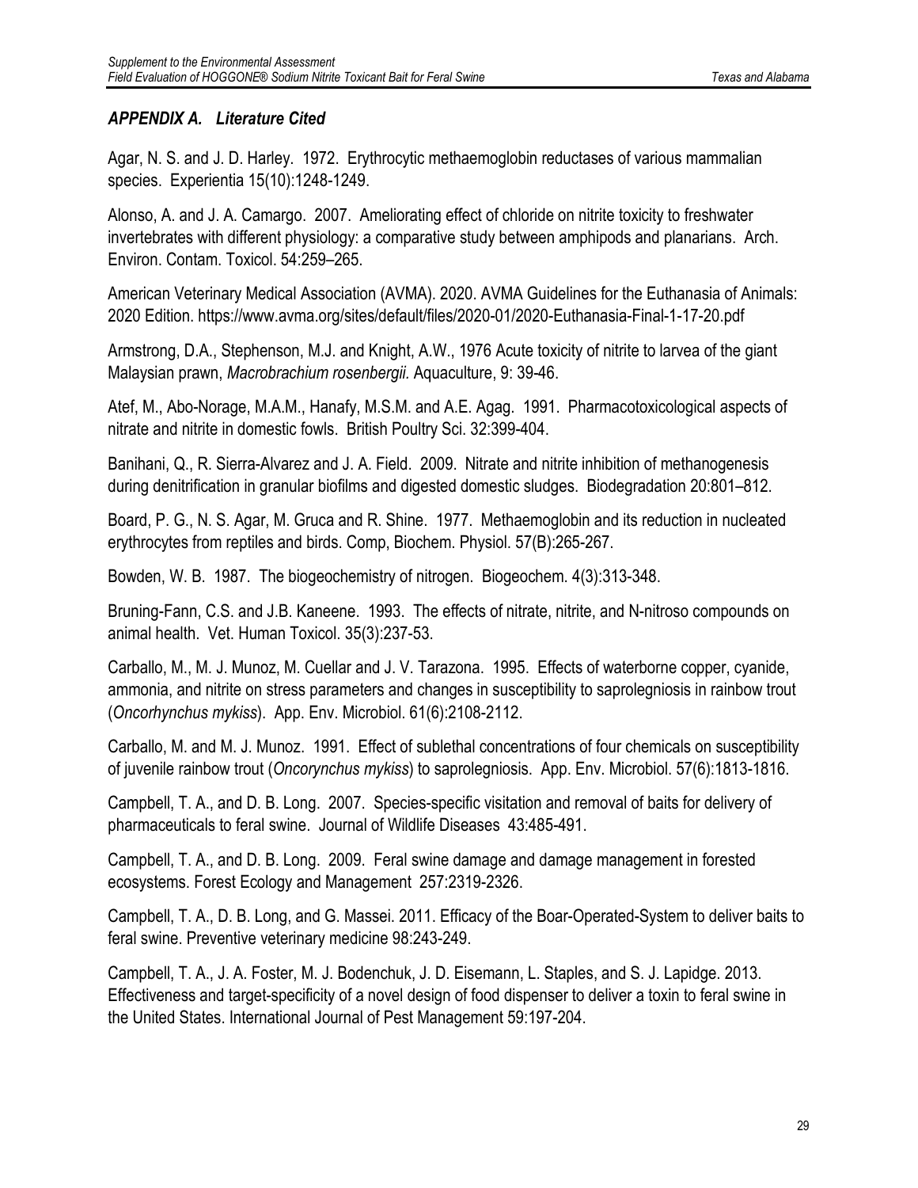## *APPENDIX A. Literature Cited*

Agar, N. S. and J. D. Harley. 1972. Erythrocytic methaemoglobin reductases of various mammalian species. Experientia 15(10):1248-1249.

Alonso, A. and J. A. Camargo. 2007. Ameliorating effect of chloride on nitrite toxicity to freshwater invertebrates with different physiology: a comparative study between amphipods and planarians. Arch. Environ. Contam. Toxicol. 54:259–265.

American Veterinary Medical Association (AVMA). 2020. AVMA Guidelines for the Euthanasia of Animals: 2020 Edition. https://www.avma.org/sites/default/files/2020-01/2020-Euthanasia-Final-1-17-20.pdf

Armstrong, D.A., Stephenson, M.J. and Knight, A.W., 1976 Acute toxicity of nitrite to larvea of the giant Malaysian prawn, *Macrobrachium rosenbergii.* Aquaculture, 9: 39-46.

Atef, M., Abo-Norage, M.A.M., Hanafy, M.S.M. and A.E. Agag. 1991. Pharmacotoxicological aspects of nitrate and nitrite in domestic fowls. British Poultry Sci. 32:399-404.

Banihani, Q., R. Sierra-Alvarez and J. A. Field. 2009. Nitrate and nitrite inhibition of methanogenesis during denitrification in granular biofilms and digested domestic sludges. Biodegradation 20:801–812.

Board, P. G., N. S. Agar, M. Gruca and R. Shine. 1977. Methaemoglobin and its reduction in nucleated erythrocytes from reptiles and birds. Comp, Biochem. Physiol. 57(B):265-267.

Bowden, W. B. 1987. The biogeochemistry of nitrogen. Biogeochem. 4(3):313-348.

Bruning-Fann, C.S. and J.B. Kaneene. 1993. The effects of nitrate, nitrite, and N-nitroso compounds on animal health. Vet. Human Toxicol. 35(3):237-53.

Carballo, M., M. J. Munoz, M. Cuellar and J. V. Tarazona. 1995. Effects of waterborne copper, cyanide, ammonia, and nitrite on stress parameters and changes in susceptibility to saprolegniosis in rainbow trout (*Oncorhynchus mykiss*). App. Env. Microbiol. 61(6):2108-2112.

Carballo, M. and M. J. Munoz. 1991. Effect of sublethal concentrations of four chemicals on susceptibility of juvenile rainbow trout (*Oncorynchus mykiss*) to saprolegniosis. App. Env. Microbiol. 57(6):1813-1816.

Campbell, T. A., and D. B. Long. 2007. Species-specific visitation and removal of baits for delivery of pharmaceuticals to feral swine. Journal of Wildlife Diseases 43:485-491.

Campbell, T. A., and D. B. Long. 2009. Feral swine damage and damage management in forested ecosystems. Forest Ecology and Management 257:2319-2326.

Campbell, T. A., D. B. Long, and G. Massei. 2011. Efficacy of the Boar-Operated-System to deliver baits to feral swine. Preventive veterinary medicine 98:243-249.

Campbell, T. A., J. A. Foster, M. J. Bodenchuk, J. D. Eisemann, L. Staples, and S. J. Lapidge. 2013. Effectiveness and target-specificity of a novel design of food dispenser to deliver a toxin to feral swine in the United States. International Journal of Pest Management 59:197-204.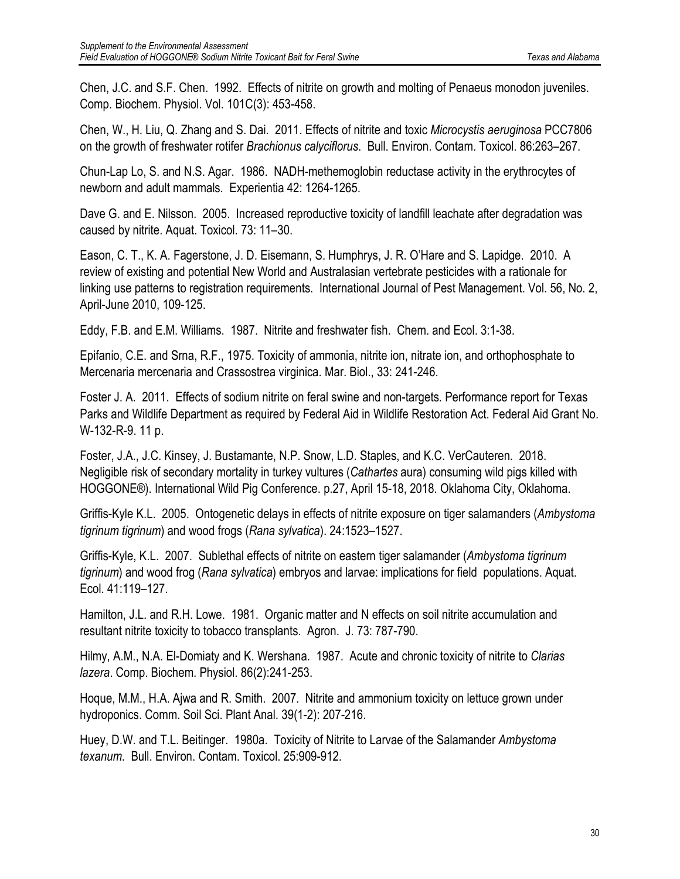Chen, J.C. and S.F. Chen. 1992. Effects of nitrite on growth and molting of Penaeus monodon juveniles. Comp. Biochem. Physiol. Vol. 101C(3): 453-458.

Chen, W., H. Liu, Q. Zhang and S. Dai. 2011. Effects of nitrite and toxic *Microcystis aeruginosa* PCC7806 on the growth of freshwater rotifer *Brachionus calyciflorus*. Bull. Environ. Contam. Toxicol. 86:263–267.

Chun-Lap Lo, S. and N.S. Agar. 1986. NADH-methemoglobin reductase activity in the erythrocytes of newborn and adult mammals. Experientia 42: 1264-1265.

Dave G. and E. Nilsson. 2005. Increased reproductive toxicity of landfill leachate after degradation was caused by nitrite. Aquat. Toxicol. 73: 11–30.

Eason, C. T., K. A. Fagerstone, J. D. Eisemann, S. Humphrys, J. R. O'Hare and S. Lapidge. 2010. A review of existing and potential New World and Australasian vertebrate pesticides with a rationale for linking use patterns to registration requirements. International Journal of Pest Management. Vol. 56, No. 2, April-June 2010, 109-125.

Eddy, F.B. and E.M. Williams. 1987. Nitrite and freshwater fish. Chem. and Ecol. 3:1-38.

Epifanio, C.E. and Srna, R.F., 1975. Toxicity of ammonia, nitrite ion, nitrate ion, and orthophosphate to Mercenaria mercenaria and Crassostrea virginica. Mar. Biol., 33: 241-246.

Foster J. A. 2011. Effects of sodium nitrite on feral swine and non-targets. Performance report for Texas Parks and Wildlife Department as required by Federal Aid in Wildlife Restoration Act. Federal Aid Grant No. W-132-R-9. 11 p.

Foster, J.A., J.C. Kinsey, J. Bustamante, N.P. Snow, L.D. Staples, and K.C. VerCauteren. 2018. Negligible risk of secondary mortality in turkey vultures (*Cathartes* aura) consuming wild pigs killed with HOGGONE®). International Wild Pig Conference. p.27, April 15-18, 2018. Oklahoma City, Oklahoma.

Griffis-Kyle K.L. 2005. Ontogenetic delays in effects of nitrite exposure on tiger salamanders (*Ambystoma tigrinum tigrinum*) and wood frogs (*Rana sylvatica*). 24:1523–1527.

Griffis-Kyle, K.L. 2007. Sublethal effects of nitrite on eastern tiger salamander (*Ambystoma tigrinum tigrinum*) and wood frog (*Rana sylvatica*) embryos and larvae: implications for field populations. Aquat. Ecol. 41:119–127.

Hamilton, J.L. and R.H. Lowe. 1981. Organic matter and N effects on soil nitrite accumulation and resultant nitrite toxicity to tobacco transplants. Agron. J. 73: 787-790.

Hilmy, A.M., N.A. El-Domiaty and K. Wershana. 1987. Acute and chronic toxicity of nitrite to *Clarias lazera*. Comp. Biochem. Physiol. 86(2):241-253.

Hoque, M.M., H.A. Ajwa and R. Smith. 2007. Nitrite and ammonium toxicity on lettuce grown under hydroponics. Comm. Soil Sci. Plant Anal. 39(1-2): 207-216.

Huey, D.W. and T.L. Beitinger. 1980a. Toxicity of Nitrite to Larvae of the Salamander *Ambystoma texanum*. Bull. Environ. Contam. Toxicol. 25:909-912.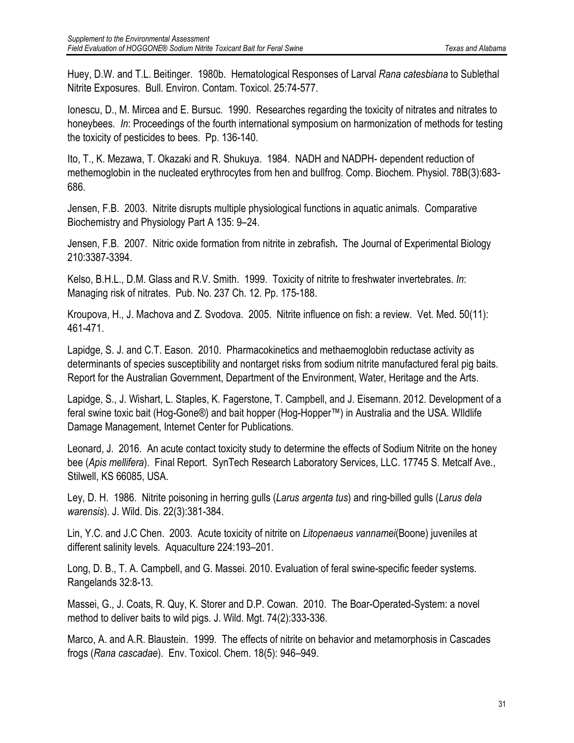Huey, D.W. and T.L. Beitinger. 1980b. Hematological Responses of Larval *Rana catesbiana* to Sublethal Nitrite Exposures. Bull. Environ. Contam. Toxicol. 25:74-577.

Ionescu, D., M. Mircea and E. Bursuc. 1990. Researches regarding the toxicity of nitrates and nitrates to honeybees. *In*: Proceedings of the fourth international symposium on harmonization of methods for testing the toxicity of pesticides to bees. Pp. 136-140.

Ito, T., K. Mezawa, T. Okazaki and R. Shukuya. 1984. NADH and NADPH- dependent reduction of methemoglobin in the nucleated erythrocytes from hen and bullfrog. Comp. Biochem. Physiol. 78B(3):683-686.

Jensen, F.B. 2003. Nitrite disrupts multiple physiological functions in aquatic animals. Comparative Biochemistry and Physiology Part A 135: 9–24.

Jensen, F.B. 2007. Nitric oxide formation from nitrite in zebrafish**.** The Journal of Experimental Biology 210:3387-3394.

Kelso, B.H.L., D.M. Glass and R.V. Smith. 1999. Toxicity of nitrite to freshwater invertebrates. *In*: Managing risk of nitrates. Pub. No. 237 Ch. 12. Pp. 175-188.

Kroupova, H., J. Machova and Z. Svodova. 2005. Nitrite influence on fish: a review. Vet. Med. 50(11): 461-471.

Lapidge, S. J. and C.T. Eason. 2010. Pharmacokinetics and methaemoglobin reductase activity as determinants of species susceptibility and nontarget risks from sodium nitrite manufactured feral pig baits. Report for the Australian Government, Department of the Environment, Water, Heritage and the Arts.

Lapidge, S., J. Wishart, L. Staples, K. Fagerstone, T. Campbell, and J. Eisemann. 2012. Development of a feral swine toxic bait (Hog-Gone®) and bait hopper (Hog-Hopper™) in Australia and the USA. WIldlife Damage Management, Internet Center for Publications.

Leonard, J. 2016. An acute contact toxicity study to determine the effects of Sodium Nitrite on the honey bee (*Apis mellifera*). Final Report. SynTech Research Laboratory Services, LLC. 17745 S. Metcalf Ave., Stilwell, KS 66085, USA.

Ley, D. H. 1986. Nitrite poisoning in herring gulls (*Larus argenta tus*) and ring-billed gulls (*Larus dela warensis*). J. Wild. Dis. 22(3):381-384.

Lin, Y.C. and J.C Chen. 2003. Acute toxicity of nitrite on *Litopenaeus vannamei*(Boone) juveniles at different salinity levels. Aquaculture 224:193–201.

Long, D. B., T. A. Campbell, and G. Massei. 2010. Evaluation of feral swine-specific feeder systems. Rangelands 32:8-13.

Massei, G., J. Coats, R. Quy, K. Storer and D.P. Cowan. 2010. The Boar-Operated-System: a novel method to deliver baits to wild pigs. J. Wild. Mgt. 74(2):333-336.

Marco, A. and A.R. Blaustein. 1999. The effects of nitrite on behavior and metamorphosis in Cascades frogs (*Rana cascadae*). Env. Toxicol. Chem. 18(5): 946–949.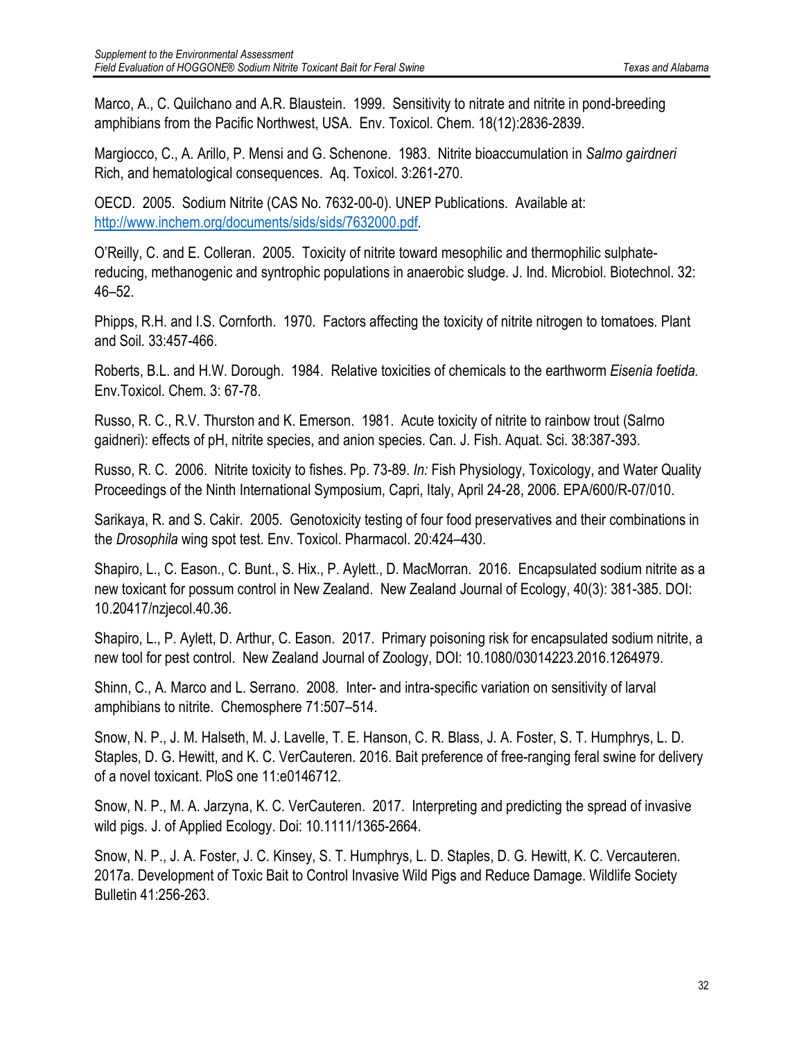Marco, A., C. Quilchano and A.R. Blaustein. 1999. Sensitivity to nitrate and nitrite in pond-breeding amphibians from the Pacific Northwest, USA. Env. Toxicol. Chem. 18(12):2836-2839.

Margiocco, C., A. Arillo, P. Mensi and G. Schenone. 1983. Nitrite bioaccumulation in *Salmo gairdneri* Rich, and hematological consequences. Aq. Toxicol. 3:261-270.

OECD. 2005. Sodium Nitrite (CAS No. 7632-00-0). UNEP Publications. Available at: [http://www.inchem.org/documents/sids/sids/7632000.pdf](http://www.inchem.org/documents/sids/sids/7632000.pdf).

O'Reilly, C. and E. Colleran. 2005. Toxicity of nitrite toward mesophilic and thermophilic sulphate-reducing, methanogenic and syntrophic populations in anaerobic sludge. J. Ind. Microbiol. Biotechnol. 32: 46–52.

Phipps, R.H. and I.S. Cornforth. 1970. Factors affecting the toxicity of nitrite nitrogen to tomatoes. Plant and Soil. 33:457-466.

Roberts, B.L. and H.W. Dorough. 1984. Relative toxicities of chemicals to the earthworm *Eisenia foetida.* Env.Toxicol. Chem. 3: 67-78.

Russo, R. C., R.V. Thurston and K. Emerson. 1981. Acute toxicity of nitrite to rainbow trout (Salrno gaidneri): effects of pH, nitrite species, and anion species. Can. J. Fish. Aquat. Sci. 38:387-393.

Russo, R. C. 2006. Nitrite toxicity to fishes. Pp. 73-89. *In:* Fish Physiology, Toxicology, and Water Quality Proceedings of the Ninth International Symposium, Capri, Italy, April 24-28, 2006. EPA/600/R-07/010.

Sarikaya, R. and S. Cakir. 2005. Genotoxicity testing of four food preservatives and their combinations in the *Drosophila* wing spot test. Env. Toxicol. Pharmacol. 20:424–430.

Shapiro, L., C. Eason., C. Bunt., S. Hix., P. Aylett., D. MacMorran. 2016. Encapsulated sodium nitrite as a new toxicant for possum control in New Zealand. New Zealand Journal of Ecology, 40(3): 381-385. DOI: 10.20417/nzjecol.40.36.

Shapiro, L., P. Aylett, D. Arthur, C. Eason. 2017. Primary poisoning risk for encapsulated sodium nitrite, a new tool for pest control. New Zealand Journal of Zoology, DOI: 10.1080/03014223.2016.1264979.

Shinn, C., A. Marco and L. Serrano. 2008. Inter- and intra-specific variation on sensitivity of larval amphibians to nitrite. Chemosphere 71:507–514.

Snow, N. P., J. M. Halseth, M. J. Lavelle, T. E. Hanson, C. R. Blass, J. A. Foster, S. T. Humphrys, L. D. Staples, D. G. Hewitt, and K. C. VerCauteren. 2016. Bait preference of free-ranging feral swine for delivery of a novel toxicant. PloS one 11:e0146712.

Snow, N. P., M. A. Jarzyna, K. C. VerCauteren. 2017. Interpreting and predicting the spread of invasive wild pigs. J. of Applied Ecology. Doi: 10.1111/1365-2664.

Snow, N. P., J. A. Foster, J. C. Kinsey, S. T. Humphrys, L. D. Staples, D. G. Hewitt, K. C. Vercauteren. 2017a. Development of Toxic Bait to Control Invasive Wild Pigs and Reduce Damage. Wildlife Society Bulletin 41:256-263.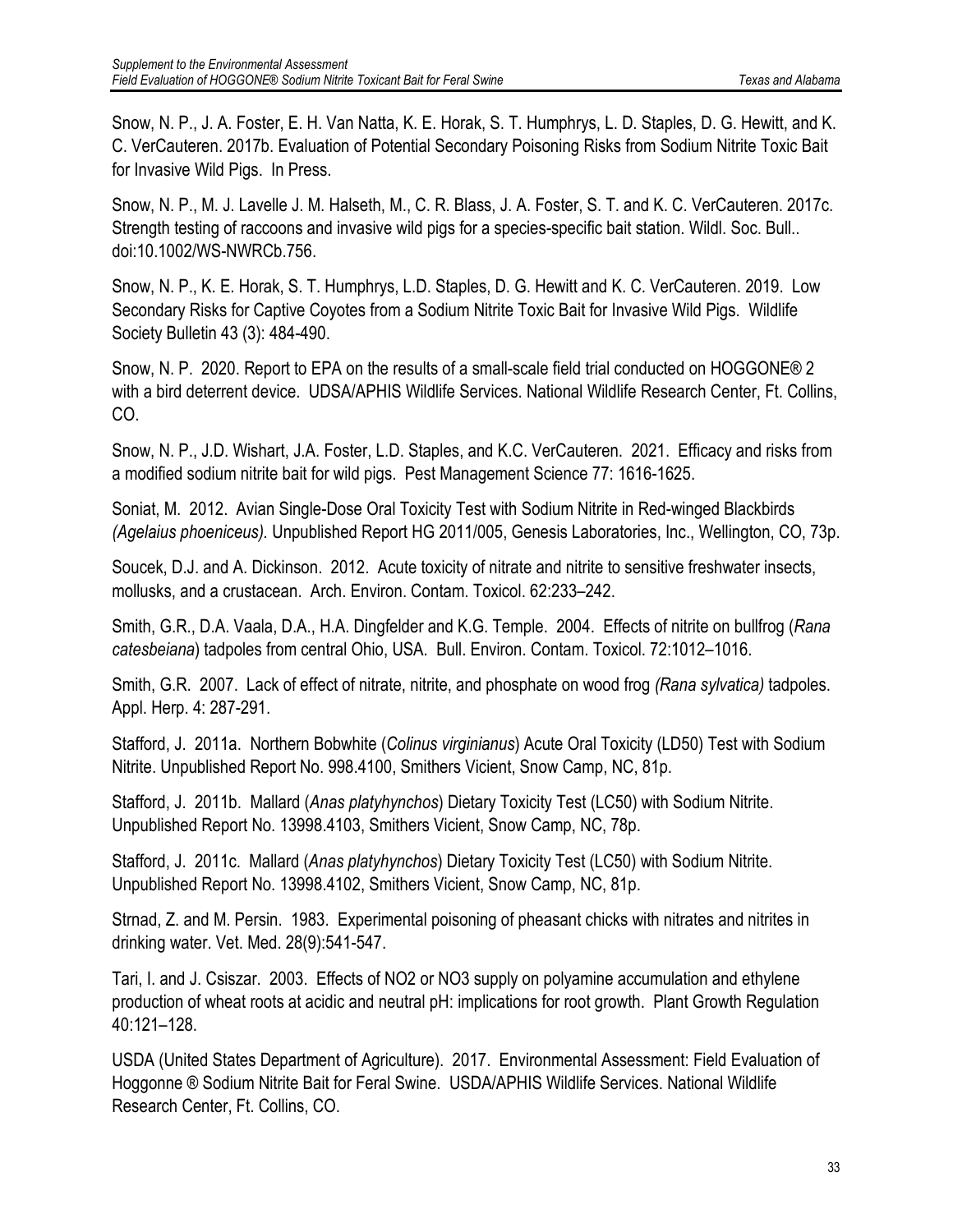Snow, N. P., J. A. Foster, E. H. Van Natta, K. E. Horak, S. T. Humphrys, L. D. Staples, D. G. Hewitt, and K. C. VerCauteren. 2017b. Evaluation of Potential Secondary Poisoning Risks from Sodium Nitrite Toxic Bait for Invasive Wild Pigs. In Press.

Snow, N. P., M. J. Lavelle J. M. Halseth, M., C. R. Blass, J. A. Foster, S. T. and K. C. VerCauteren. 2017c. Strength testing of raccoons and invasive wild pigs for a species-specific bait station. Wildl. Soc. Bull.. doi:10.1002/WS-NWRCb.756.

Snow, N. P., K. E. Horak, S. T. Humphrys, L.D. Staples, D. G. Hewitt and K. C. VerCauteren. 2019. Low Secondary Risks for Captive Coyotes from a Sodium Nitrite Toxic Bait for Invasive Wild Pigs. Wildlife Society Bulletin 43 (3): 484-490.

Snow, N. P. 2020. Report to EPA on the results of a small-scale field trial conducted on HOGGONE® 2 with a bird deterrent device. UDSA/APHIS Wildlife Services. National Wildlife Research Center, Ft. Collins, CO.

Snow, N. P., J.D. Wishart, J.A. Foster, L.D. Staples, and K.C. VerCauteren. 2021. Efficacy and risks from a modified sodium nitrite bait for wild pigs. Pest Management Science 77: 1616-1625.

Soniat, M. 2012. Avian Single-Dose Oral Toxicity Test with Sodium Nitrite in Red-winged Blackbirds *(Agelaius phoeniceus).* Unpublished Report HG 2011/005, Genesis Laboratories, Inc., Wellington, CO, 73p.

Soucek, D.J. and A. Dickinson. 2012. Acute toxicity of nitrate and nitrite to sensitive freshwater insects, mollusks, and a crustacean. Arch. Environ. Contam. Toxicol. 62:233–242.

Smith, G.R., D.A. Vaala, D.A., H.A. Dingfelder and K.G. Temple. 2004. Effects of nitrite on bullfrog (*Rana catesbeiana*) tadpoles from central Ohio, USA. Bull. Environ. Contam. Toxicol. 72:1012–1016.

Smith, G.R. 2007. Lack of effect of nitrate, nitrite, and phosphate on wood frog *(Rana sylvatica)* tadpoles. Appl. Herp. 4: 287-291.

Stafford, J. 2011a. Northern Bobwhite (*Colinus virginianus*) Acute Oral Toxicity (LD50) Test with Sodium Nitrite. Unpublished Report No. 998.4100, Smithers Vicient, Snow Camp, NC, 81p.

Stafford, J. 2011b. Mallard (*Anas platyhynchos*) Dietary Toxicity Test (LC50) with Sodium Nitrite. Unpublished Report No. 13998.4103, Smithers Vicient, Snow Camp, NC, 78p.

Stafford, J. 2011c. Mallard (*Anas platyhynchos*) Dietary Toxicity Test (LC50) with Sodium Nitrite. Unpublished Report No. 13998.4102, Smithers Vicient, Snow Camp, NC, 81p.

Strnad, Z. and M. Persin. 1983. Experimental poisoning of pheasant chicks with nitrates and nitrites in drinking water. Vet. Med. 28(9):541-547.

Tari, I. and J. Csiszar. 2003. Effects of NO2 or NO3 supply on polyamine accumulation and ethylene production of wheat roots at acidic and neutral pH: implications for root growth. Plant Growth Regulation 40:121–128.

USDA (United States Department of Agriculture). 2017. Environmental Assessment: Field Evaluation of Hoggonne ® Sodium Nitrite Bait for Feral Swine. USDA/APHIS Wildlife Services. National Wildlife Research Center, Ft. Collins, CO.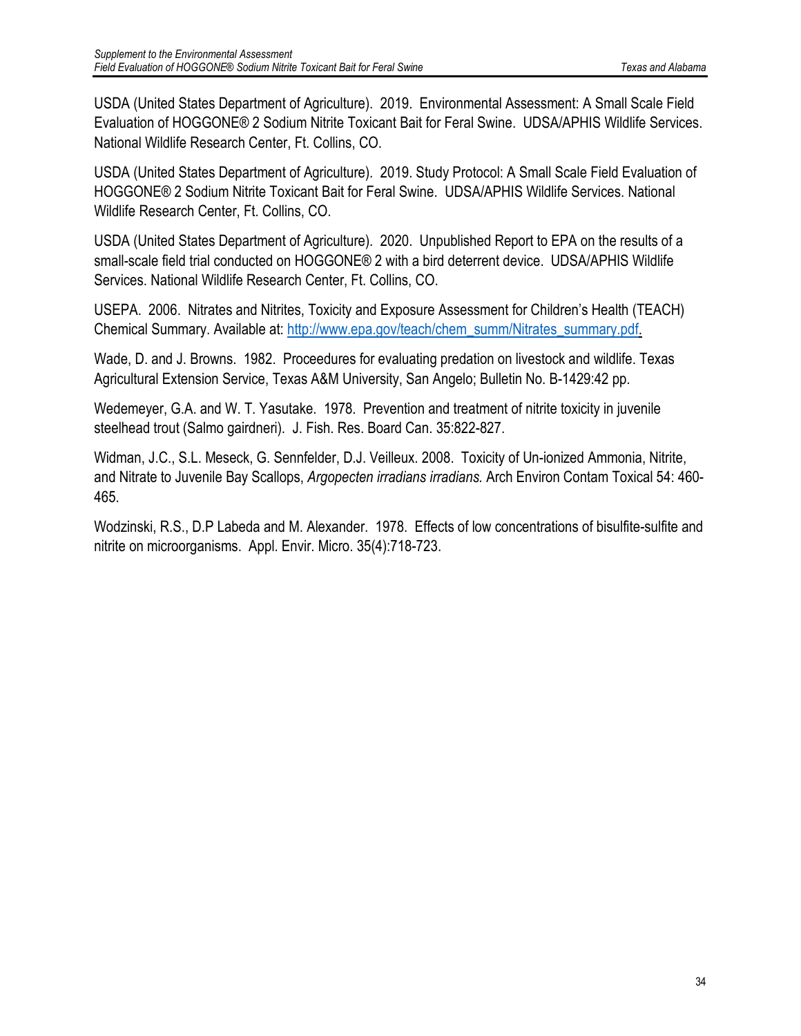USDA (United States Department of Agriculture). 2019. Environmental Assessment: A Small Scale Field Evaluation of HOGGONE® 2 Sodium Nitrite Toxicant Bait for Feral Swine. UDSA/APHIS Wildlife Services. National Wildlife Research Center, Ft. Collins, CO.

USDA (United States Department of Agriculture). 2019. Study Protocol: A Small Scale Field Evaluation of HOGGONE® 2 Sodium Nitrite Toxicant Bait for Feral Swine. UDSA/APHIS Wildlife Services. National Wildlife Research Center, Ft. Collins, CO.

USDA (United States Department of Agriculture). 2020. Unpublished Report to EPA on the results of a small-scale field trial conducted on HOGGONE® 2 with a bird deterrent device. UDSA/APHIS Wildlife Services. National Wildlife Research Center, Ft. Collins, CO.

USEPA. 2006. Nitrates and Nitrites, Toxicity and Exposure Assessment for Children's Health (TEACH) Chemical Summary. Available at: [http://www.epa.gov/teach/chem_summ/Nitrates_summary.pdf](http://www.epa.gov/teach/chem_summ/Nitrates_summary.pdf).

Wade, D. and J. Browns. 1982. Proceedures for evaluating predation on livestock and wildlife. Texas Agricultural Extension Service, Texas A&M University, San Angelo; Bulletin No. B-1429:42 pp.

Wedemeyer, G.A. and W. T. Yasutake. 1978. Prevention and treatment of nitrite toxicity in juvenile steelhead trout (Salmo gairdneri). J. Fish. Res. Board Can. 35:822-827.

Widman, J.C., S.L. Meseck, G. Sennfelder, D.J. Veilleux. 2008. Toxicity of Un-ionized Ammonia, Nitrite, and Nitrate to Juvenile Bay Scallops, *Argopecten irradians irradians.* Arch Environ Contam Toxical 54: 460-465.

Wodzinski, R.S., D.P Labeda and M. Alexander. 1978. Effects of low concentrations of bisulfite-sulfite and nitrite on microorganisms. Appl. Envir. Micro. 35(4):718-723.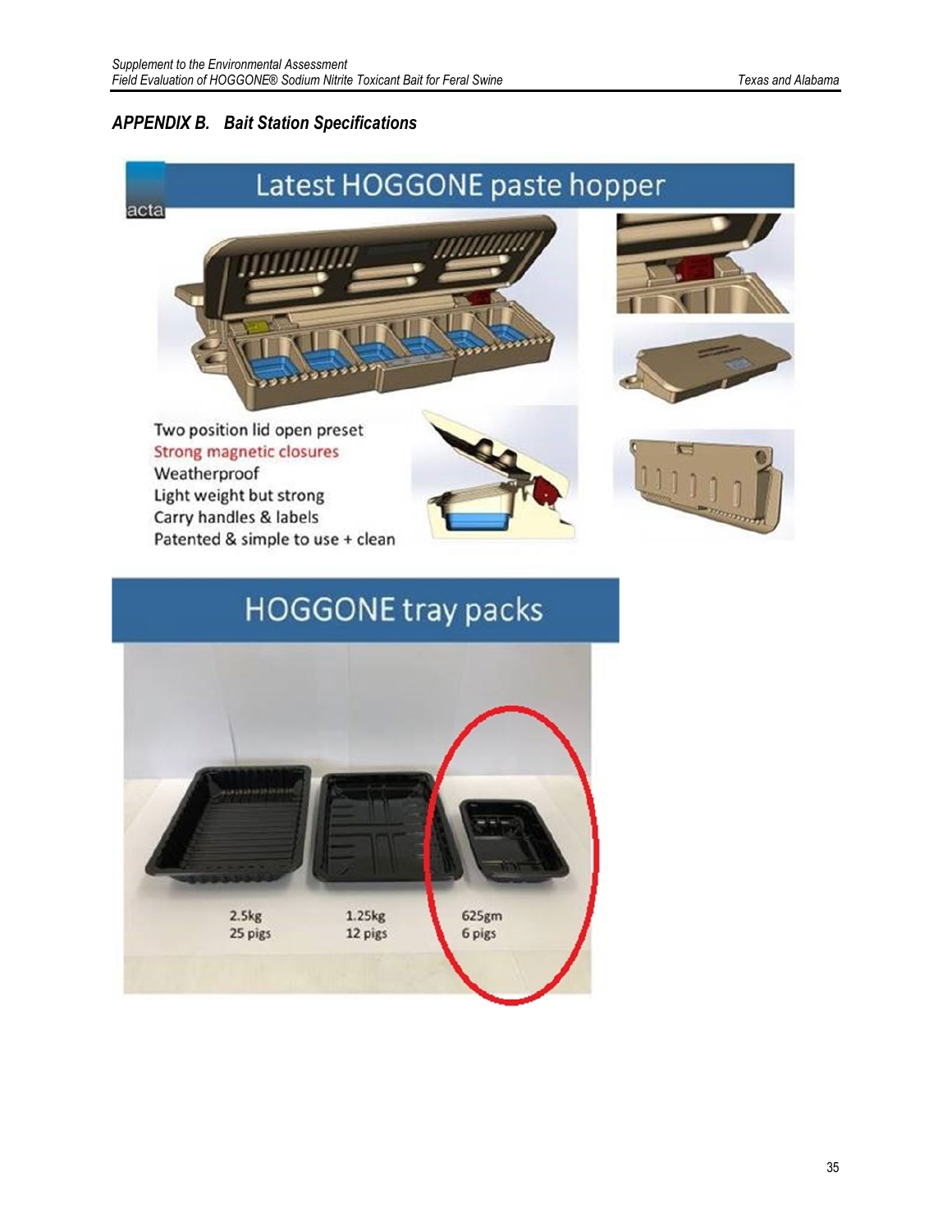## *APPENDIX B. Bait Station Specifications*

# Latest HOGGONE paste hopper

Two position lid open preset
Strong magnetic closures
Weatherproof
Light weight but strong
Carry handles & labels
Patented & simple to use + clean

# HOGGONE tray packs

2.5kg
25 pigs

1.25kg
12 pigs

625gm
6 pigs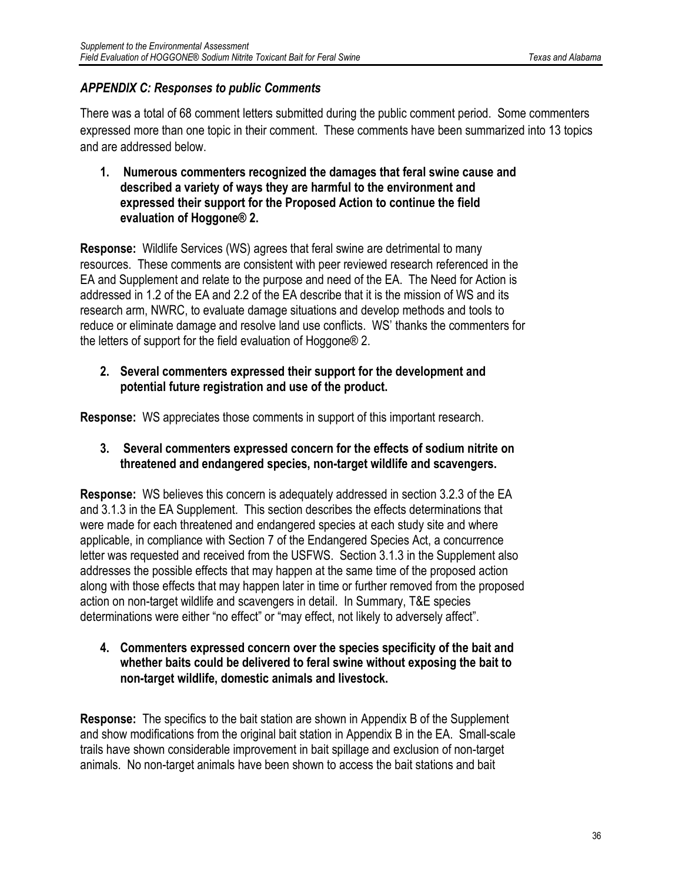## *APPENDIX C: Responses to public Comments*

There was a total of 68 comment letters submitted during the public comment period. Some commenters expressed more than one topic in their comment. These comments have been summarized into 13 topics and are addressed below.

1. **Numerous commenters recognized the damages that feral swine cause and described a variety of ways they are harmful to the environment and expressed their support for the Proposed Action to continue the field evaluation of Hoggone® 2.**

**Response:** Wildlife Services (WS) agrees that feral swine are detrimental to many resources. These comments are consistent with peer reviewed research referenced in the EA and Supplement and relate to the purpose and need of the EA. The Need for Action is addressed in 1.2 of the EA and 2.2 of the EA describe that it is the mission of WS and its research arm, NWRC, to evaluate damage situations and develop methods and tools to reduce or eliminate damage and resolve land use conflicts. WS' thanks the commenters for the letters of support for the field evaluation of Hoggone® 2.

2. **Several commenters expressed their support for the development and potential future registration and use of the product.**

**Response:** WS appreciates those comments in support of this important research.

3. **Several commenters expressed concern for the effects of sodium nitrite on threatened and endangered species, non-target wildlife and scavengers.**

**Response:** WS believes this concern is adequately addressed in section 3.2.3 of the EA and 3.1.3 in the EA Supplement. This section describes the effects determinations that were made for each threatened and endangered species at each study site and where applicable, in compliance with Section 7 of the Endangered Species Act, a concurrence letter was requested and received from the USFWS. Section 3.1.3 in the Supplement also addresses the possible effects that may happen at the same time of the proposed action along with those effects that may happen later in time or further removed from the proposed action on non-target wildlife and scavengers in detail. In Summary, T&E species determinations were either "no effect" or "may effect, not likely to adversely affect".

4. **Commenters expressed concern over the species specificity of the bait and whether baits could be delivered to feral swine without exposing the bait to non-target wildlife, domestic animals and livestock.**

**Response:** The specifics to the bait station are shown in Appendix B of the Supplement and show modifications from the original bait station in Appendix B in the EA. Small-scale trails have shown considerable improvement in bait spillage and exclusion of non-target animals. No non-target animals have been shown to access the bait stations and bait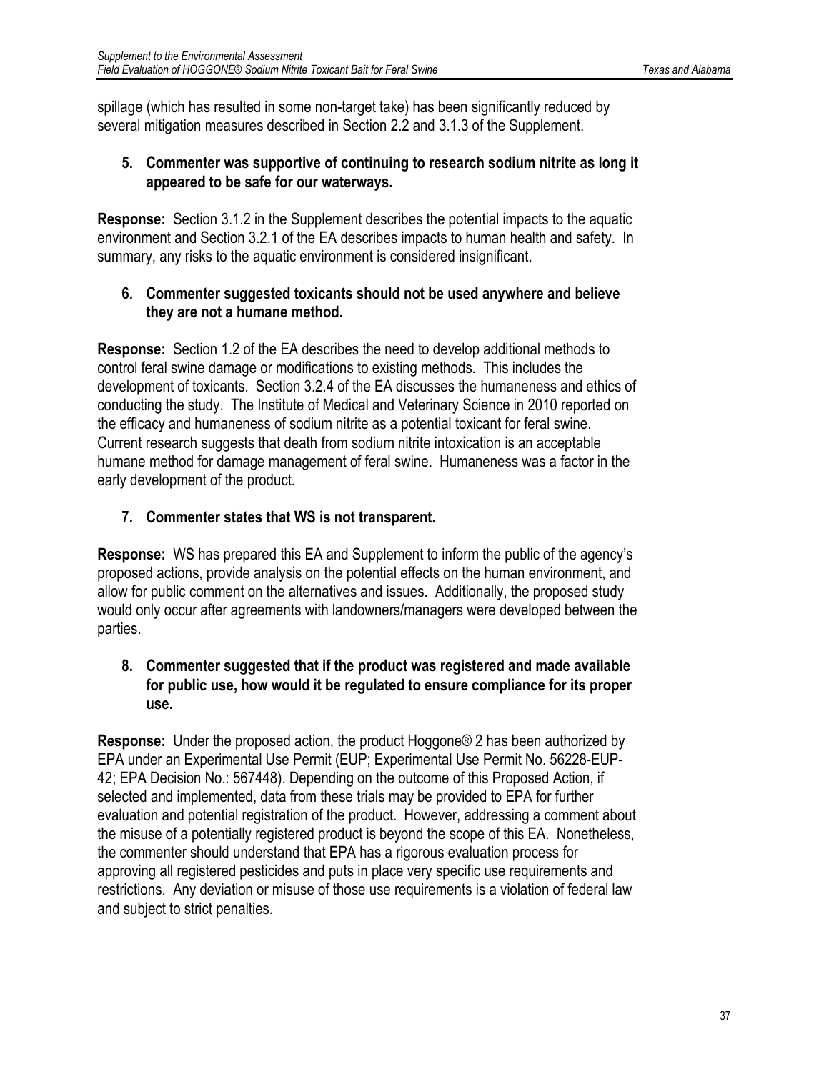spillage (which has resulted in some non-target take) has been significantly reduced by several mitigation measures described in Section 2.2 and 3.1.3 of the Supplement.

**5. Commenter was supportive of continuing to research sodium nitrite as long it appeared to be safe for our waterways.**

**Response:** Section 3.1.2 in the Supplement describes the potential impacts to the aquatic environment and Section 3.2.1 of the EA describes impacts to human health and safety. In summary, any risks to the aquatic environment is considered insignificant.

**6. Commenter suggested toxicants should not be used anywhere and believe they are not a humane method.**

**Response:** Section 1.2 of the EA describes the need to develop additional methods to control feral swine damage or modifications to existing methods. This includes the development of toxicants. Section 3.2.4 of the EA discusses the humaneness and ethics of conducting the study. The Institute of Medical and Veterinary Science in 2010 reported on the efficacy and humaneness of sodium nitrite as a potential toxicant for feral swine. Current research suggests that death from sodium nitrite intoxication is an acceptable humane method for damage management of feral swine. Humaneness was a factor in the early development of the product.

**7. Commenter states that WS is not transparent.**

**Response:** WS has prepared this EA and Supplement to inform the public of the agency's proposed actions, provide analysis on the potential effects on the human environment, and allow for public comment on the alternatives and issues. Additionally, the proposed study would only occur after agreements with landowners/managers were developed between the parties.

**8. Commenter suggested that if the product was registered and made available for public use, how would it be regulated to ensure compliance for its proper use.**

**Response:** Under the proposed action, the product Hoggone® 2 has been authorized by EPA under an Experimental Use Permit (EUP; Experimental Use Permit No. 56228-EUP-42; EPA Decision No.: 567448). Depending on the outcome of this Proposed Action, if selected and implemented, data from these trials may be provided to EPA for further evaluation and potential registration of the product. However, addressing a comment about the misuse of a potentially registered product is beyond the scope of this EA. Nonetheless, the commenter should understand that EPA has a rigorous evaluation process for approving all registered pesticides and puts in place very specific use requirements and restrictions. Any deviation or misuse of those use requirements is a violation of federal law and subject to strict penalties.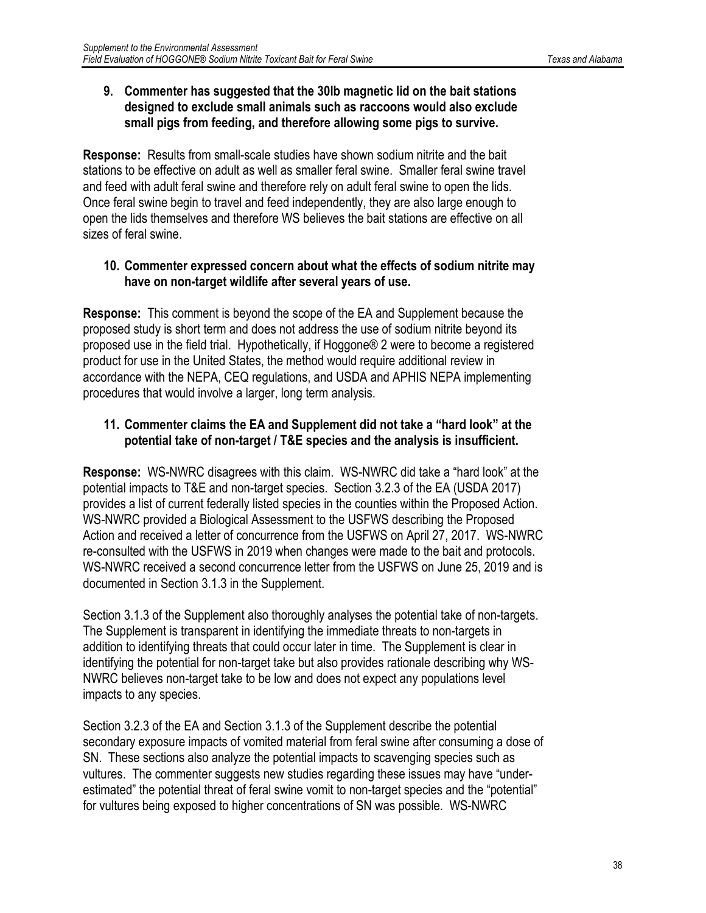**9. Commenter has suggested that the 30lb magnetic lid on the bait stations designed to exclude small animals such as raccoons would also exclude small pigs from feeding, and therefore allowing some pigs to survive.**

**Response:** Results from small-scale studies have shown sodium nitrite and the bait stations to be effective on adult as well as smaller feral swine. Smaller feral swine travel and feed with adult feral swine and therefore rely on adult feral swine to open the lids. Once feral swine begin to travel and feed independently, they are also large enough to open the lids themselves and therefore WS believes the bait stations are effective on all sizes of feral swine.

**10. Commenter expressed concern about what the effects of sodium nitrite may have on non-target wildlife after several years of use.**

**Response:** This comment is beyond the scope of the EA and Supplement because the proposed study is short term and does not address the use of sodium nitrite beyond its proposed use in the field trial. Hypothetically, if Hoggone® 2 were to become a registered product for use in the United States, the method would require additional review in accordance with the NEPA, CEQ regulations, and USDA and APHIS NEPA implementing procedures that would involve a larger, long term analysis.

**11. Commenter claims the EA and Supplement did not take a "hard look" at the potential take of non-target / T&E species and the analysis is insufficient.**

**Response:** WS-NWRC disagrees with this claim. WS-NWRC did take a "hard look" at the potential impacts to T&E and non-target species. Section 3.2.3 of the EA (USDA 2017) provides a list of current federally listed species in the counties within the Proposed Action. WS-NWRC provided a Biological Assessment to the USFWS describing the Proposed Action and received a letter of concurrence from the USFWS on April 27, 2017. WS-NWRC re-consulted with the USFWS in 2019 when changes were made to the bait and protocols. WS-NWRC received a second concurrence letter from the USFWS on June 25, 2019 and is documented in Section 3.1.3 in the Supplement.

Section 3.1.3 of the Supplement also thoroughly analyses the potential take of non-targets. The Supplement is transparent in identifying the immediate threats to non-targets in addition to identifying threats that could occur later in time. The Supplement is clear in identifying the potential for non-target take but also provides rationale describing why WS-NWRC believes non-target take to be low and does not expect any populations level impacts to any species.

Section 3.2.3 of the EA and Section 3.1.3 of the Supplement describe the potential secondary exposure impacts of vomited material from feral swine after consuming a dose of SN. These sections also analyze the potential impacts to scavenging species such as vultures. The commenter suggests new studies regarding these issues may have "under-estimated" the potential threat of feral swine vomit to non-target species and the "potential" for vultures being exposed to higher concentrations of SN was possible. WS-NWRC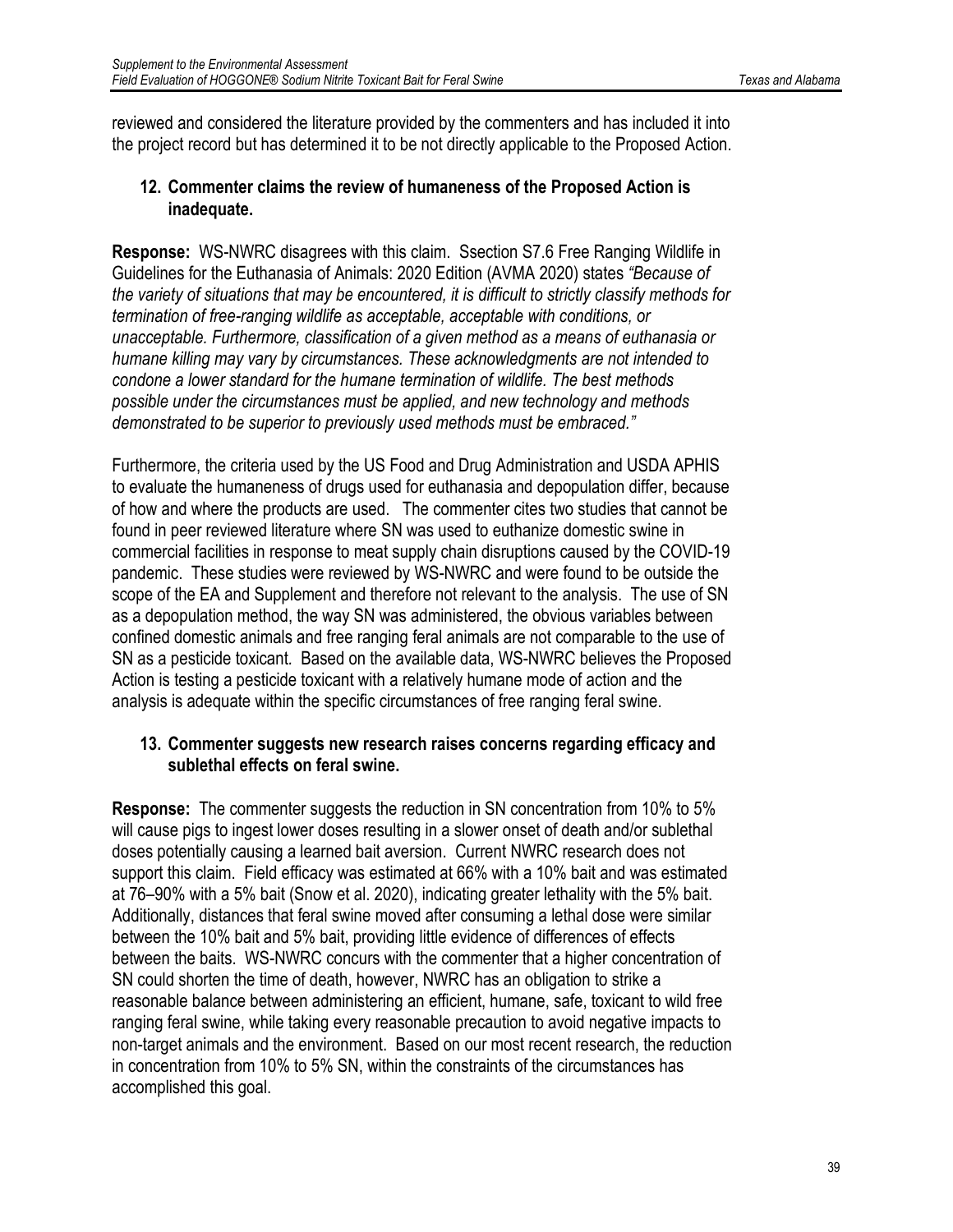reviewed and considered the literature provided by the commenters and has included it into the project record but has determined it to be not directly applicable to the Proposed Action.

### 12. Commenter claims the review of humaneness of the Proposed Action is inadequate.

**Response:** WS-NWRC disagrees with this claim. Ssection S7.6 Free Ranging Wildlife in Guidelines for the Euthanasia of Animals: 2020 Edition (AVMA 2020) states *"Because of the variety of situations that may be encountered, it is difficult to strictly classify methods for termination of free-ranging wildlife as acceptable, acceptable with conditions, or unacceptable. Furthermore, classification of a given method as a means of euthanasia or humane killing may vary by circumstances. These acknowledgments are not intended to condone a lower standard for the humane termination of wildlife. The best methods possible under the circumstances must be applied, and new technology and methods demonstrated to be superior to previously used methods must be embraced."*

Furthermore, the criteria used by the US Food and Drug Administration and USDA APHIS to evaluate the humaneness of drugs used for euthanasia and depopulation differ, because of how and where the products are used. The commenter cites two studies that cannot be found in peer reviewed literature where SN was used to euthanize domestic swine in commercial facilities in response to meat supply chain disruptions caused by the COVID-19 pandemic. These studies were reviewed by WS-NWRC and were found to be outside the scope of the EA and Supplement and therefore not relevant to the analysis. The use of SN as a depopulation method, the way SN was administered, the obvious variables between confined domestic animals and free ranging feral animals are not comparable to the use of SN as a pesticide toxicant. Based on the available data, WS-NWRC believes the Proposed Action is testing a pesticide toxicant with a relatively humane mode of action and the analysis is adequate within the specific circumstances of free ranging feral swine.

### 13. Commenter suggests new research raises concerns regarding efficacy and sublethal effects on feral swine.

**Response:** The commenter suggests the reduction in SN concentration from 10% to 5% will cause pigs to ingest lower doses resulting in a slower onset of death and/or sublethal doses potentially causing a learned bait aversion. Current NWRC research does not support this claim. Field efficacy was estimated at 66% with a 10% bait and was estimated at 76–90% with a 5% bait (Snow et al. 2020), indicating greater lethality with the 5% bait. Additionally, distances that feral swine moved after consuming a lethal dose were similar between the 10% bait and 5% bait, providing little evidence of differences of effects between the baits. WS-NWRC concurs with the commenter that a higher concentration of SN could shorten the time of death, however, NWRC has an obligation to strike a reasonable balance between administering an efficient, humane, safe, toxicant to wild free ranging feral swine, while taking every reasonable precaution to avoid negative impacts to non-target animals and the environment. Based on our most recent research, the reduction in concentration from 10% to 5% SN, within the constraints of the circumstances has accomplished this goal.